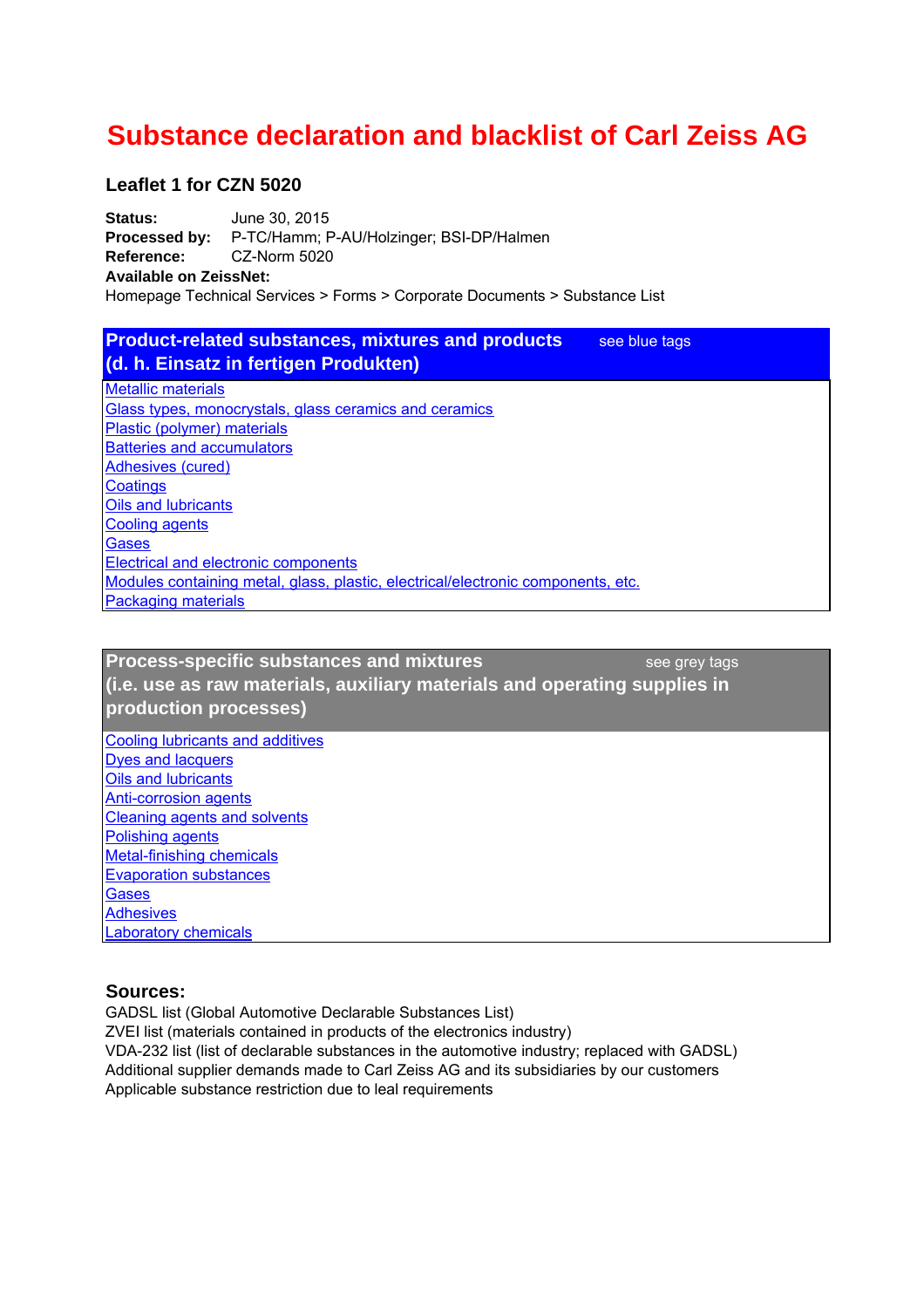# Substance declaration and blacklist of Carl Zeiss AG

## Leaflet 1 for CZN 5020

**Status:** June 30, 2015
**Processed by:** P-TC/Hamm; P-AU/Holzinger; BSI-DP/Halmen
**Reference:** CZ-Norm 5020
**Available on ZeissNet:**
Homepage Technical Services > Forms > Corporate Documents > Substance List

### Product-related substances, mixtures and products (d. h. Einsatz in fertigen Produkten)

see blue tags

- Metallic materials
- Glass types, monocrystals, glass ceramics and ceramics
- Plastic (polymer) materials
- Batteries and accumulators
- Adhesives (cured)
- Coatings
- Oils and lubricants
- Cooling agents
- Gases
- Electrical and electronic components
- Modules containing metal, glass, plastic, electrical/electronic components, etc.
- Packaging materials

### Process-specific substances and mixtures (i.e. use as raw materials, auxiliary materials and operating supplies in production processes)

see grey tags

- Cooling lubricants and additives
- Dyes and lacquers
- Oils and lubricants
- Anti-corrosion agents
- Cleaning agents and solvents
- Polishing agents
- Metal-finishing chemicals
- Evaporation substances
- Gases
- Adhesives
- Laboratory chemicals

### Sources:

GADSL list (Global Automotive Declarable Substances List)
ZVEI list (materials contained in products of the electronics industry)
VDA-232 list (list of declarable substances in the automotive industry; replaced with GADSL)
Additional supplier demands made to Carl Zeiss AG and its subsidiaries by our customers
Applicable substance restriction due to leal requirements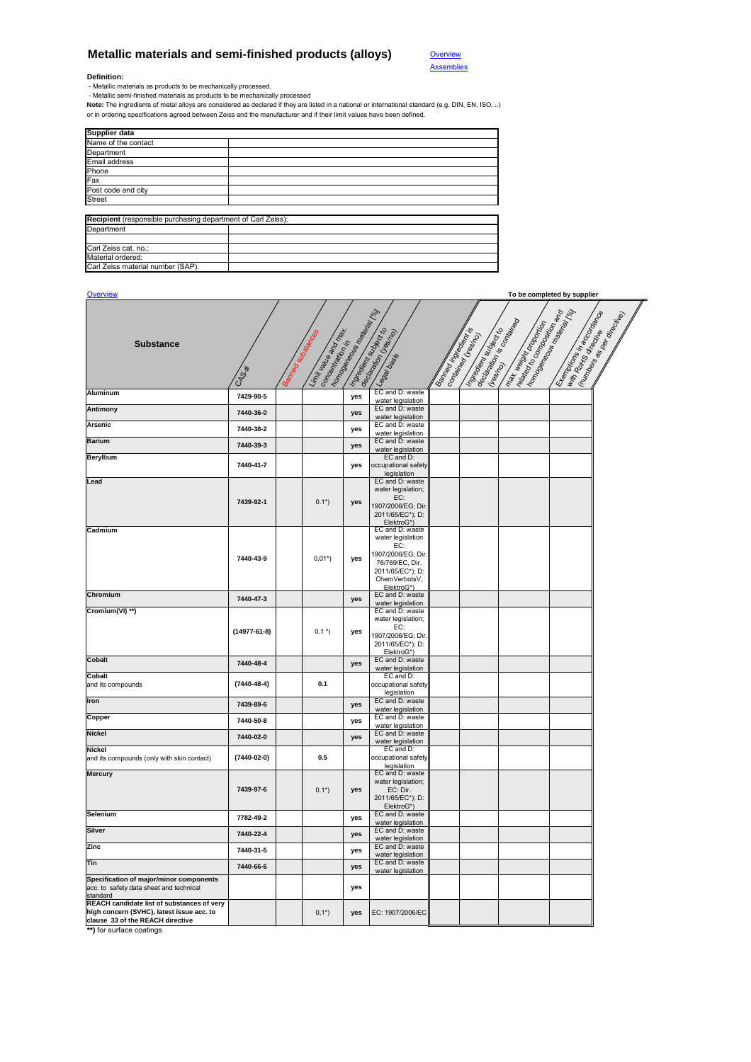# Metallic materials and semi-finished products (alloys)

Overview

Assemblies

**Definition:**

- Metallic materials as products to be mechanically processed.
- Metallic semi-finished materials as products to be mechanically processed

**Note:** The ingredients of metal alloys are considered as declared if they are listed in a national or international standard (e.g. DIN, EN, ISO, ..) or in ordering specifications agreed between Zeiss and the manufacturer and if their limit values have been defined.

| **Supplier data** | |
|---|---|
| Name of the contact | |
| Department | |
| Email address | |
| Phone | |
| Fax | |
| Post code and city | |
| Street | |

| **Recipient** (responsible purchasing department of Carl Zeiss): | |
|---|---|
| Department | |
| | |
| Carl Zeiss cat. no.: | |
| Material ordered: | |
| Carl Zeiss material number (SAP): | |

Overview

To be completed by supplier

| Substance | CAS-# | Banned substances | Limit value and max. concentration in homogeneous material [%] | Ingredient subject to declaration (yes/no) | Legal basis | Banned ingredient is contained (yes/no) | Ingredient subject to declaration is contained (yes/no) | max. weight proportion related to composition and homogeneous material [%] | Exemptions in accordance with RoHS directive (numbers as per directive) |
|---|---|---|---|---|---|---|---|---|---|
| **Aluminum** | 7429-90-5 | | | yes | EC and D: waste water legislation | | | | |
| **Antimony** | 7440-36-0 | | | yes | EC and D: waste water legislation | | | | |
| **Arsenic** | 7440-38-2 | | | yes | EC and D: waste water legislation | | | | |
| **Barium** | 7440-39-3 | | | yes | EC and D: waste water legislation | | | | |
| **Beryllium** | 7440-41-7 | | | yes | EC and D: occupational safety legislation | | | | |
| **Lead** | 7439-92-1 | | 0.1*) | yes | EC and D: waste water legislation; EC: 1907/2006/EG; Dir. 2011/65/EC*); D: ElektroG*) | | | | |
| **Cadmium** | 7440-43-9 | | 0.01*) | yes | EC and D: waste water legislation EC: 1907/2006/EG; Dir. 76/769/EC, Dir. 2011/65/EC*); D: ChemVerbotsV, ElektroG*) | | | | |
| **Chromium** | 7440-47-3 | | | yes | EC and D: waste water legislation | | | | |
| **Cromium(VI) \*\*)** | (14977-61-8) | | 0.1 *) | yes | EC and D: waste water legislation; EC: 1907/2006/EG; Dir. 2011/65/EC*); D: ElektroG*) | | | | |
| **Cobalt** | 7440-48-4 | | | yes | EC and D: waste water legislation | | | | |
| **Cobalt** and its compounds | (7440-48-4) | | 0.1 | | EC and D: occupational safety legislation | | | | |
| **Iron** | 7439-89-6 | | | yes | EC and D: waste water legislation | | | | |
| **Copper** | 7440-50-8 | | | yes | EC and D: waste water legislation | | | | |
| **Nickel** | 7440-02-0 | | | yes | EC and D: waste water legislation | | | | |
| **Nickel** and its compounds (only with skin contact) | (7440-02-0) | | 0.5 | | EC and D: occupational safety legislation | | | | |
| **Mercury** | 7439-97-6 | | 0.1*) | yes | EC and D: waste water legislation; EC: Dir. 2011/65/EC*); D: ElektroG*) | | | | |
| **Selenium** | 7782-49-2 | | | yes | EC and D: waste water legislation | | | | |
| **Silver** | 7440-22-4 | | | yes | EC and D: waste water legislation | | | | |
| **Zinc** | 7440-31-5 | | | yes | EC and D: waste water legislation | | | | |
| **Tin** | 7440-66-6 | | | yes | EC and D: waste water legislation | | | | |
| **Specification of major/minor components** acc. to safety data sheet and technical standard | | | | yes | | | | | |
| **REACH candidate list of substances of very high concern (SVHC), latest issue acc. to clause 33 of the REACH directive** | | | 0,1*) | yes | EC: 1907/2006/EC | | | | |

**\*\*)** for surface coatings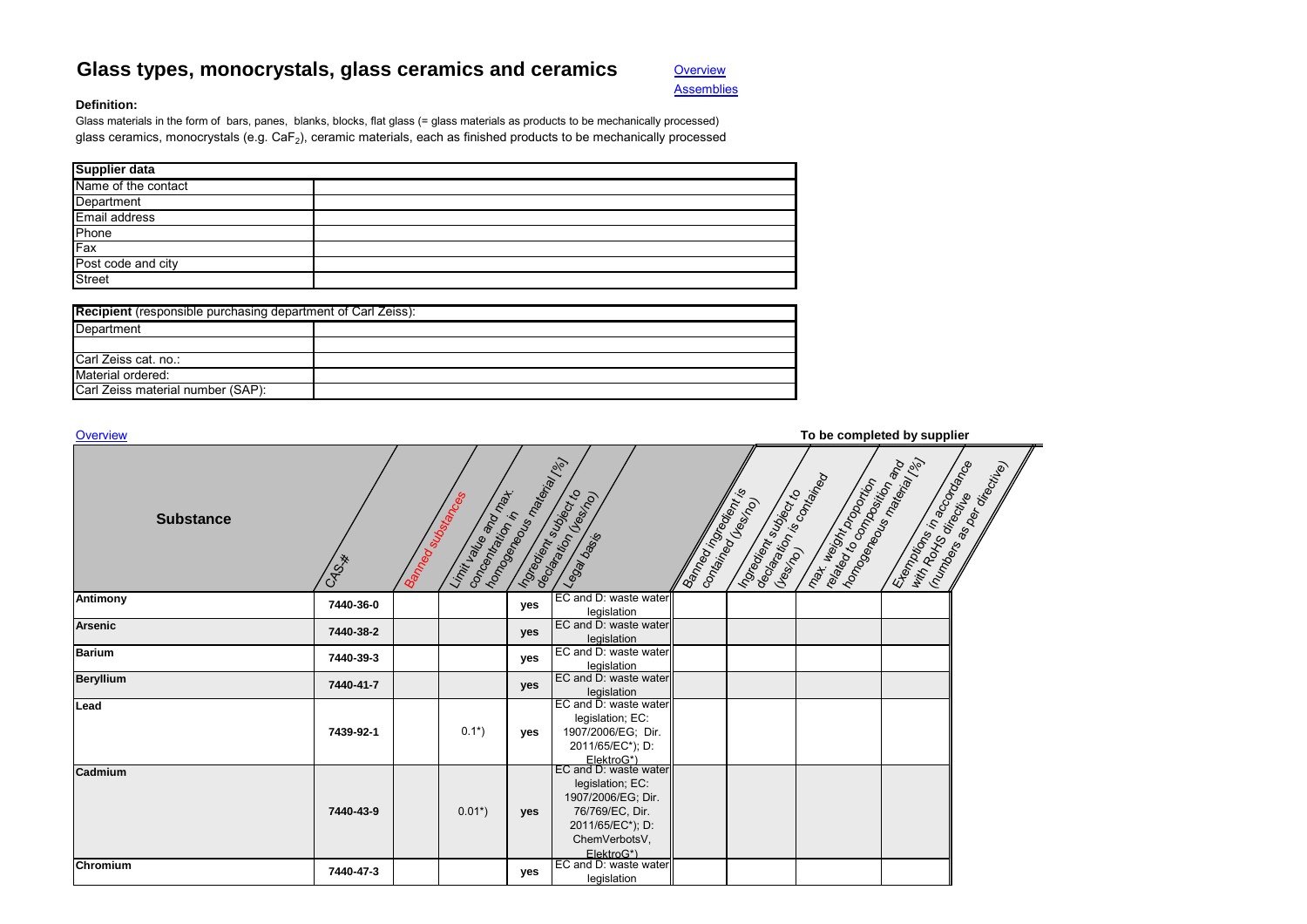# Glass types, monocrystals, glass ceramics and ceramics

Overview

Assemblies

**Definition:**

Glass materials in the form of bars, panes, blanks, blocks, flat glass (= glass materials as products to be mechanically processed)
glass ceramics, monocrystals (e.g. $CaF_2$), ceramic materials, each as finished products to be mechanically processed

| **Supplier data** | |
|---|---|
| Name of the contact | |
| Department | |
| Email address | |
| Phone | |
| Fax | |
| Post code and city | |
| Street | |

| **Recipient** (responsible purchasing department of Carl Zeiss): | |
|---|---|
| Department | |
| | |
| Carl Zeiss cat. no.: | |
| Material ordered: | |
| Carl Zeiss material number (SAP): | |

Overview

**To be completed by supplier**

| **Substance** | CAS-# | Banned substances | Limit value and max. concentration in homogeneous material [%] | Ingredient subject to declaration (yes/no) | Legal basis | Banned ingredient is contained (yes/no) | Ingredient subject to declaration is contained (yes/no) | max. weight proportion related to composition and homogeneous material [%] | Exemptions in accordance with RoHS directive (numbers as per directive) |
|---|---|---|---|---|---|---|---|---|---|
| **Antimony** | 7440-36-0 | | | yes | EC and D: waste water legislation | | | | |
| **Arsenic** | 7440-38-2 | | | yes | EC and D: waste water legislation | | | | |
| **Barium** | 7440-39-3 | | | yes | EC and D: waste water legislation | | | | |
| **Beryllium** | 7440-41-7 | | | yes | EC and D: waste water legislation | | | | |
| **Lead** | 7439-92-1 | | 0.1*) | yes | EC and D: waste water legislation; EC: 1907/2006/EG; Dir. 2011/65/EC*); D: ElektroG*) | | | | |
| **Cadmium** | 7440-43-9 | | 0.01*) | yes | EC and D: waste water legislation; EC: 1907/2006/EG; Dir. 76/769/EC, Dir. 2011/65/EC*); D: ChemVerbotsV, ElektroG*) | | | | |
| **Chromium** | 7440-47-3 | | | yes | EC and D: waste water legislation | | | | |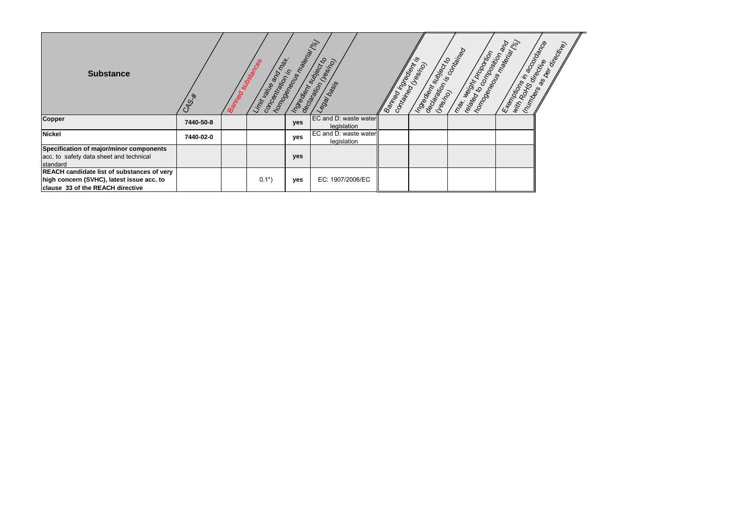| Substance | CAS-# | Banned substances | Limit value and max. concentration in homogeneous material [%] | Ingredient subject to declaration (yes/no) | Legal basis | Banned ingredient is contained (yes/no) | Ingredient subject to declaration is contained (yes/no) | max. weight proportion related to composition and homogeneous material [%] | Exemptions in accordance with RoHS directive (numbers as per directive) |
|---|---|---|---|---|---|---|---|---|---|
| **Copper** | **7440-50-8** | | | **yes** | EC and D: waste water legislation | | | | |
| **Nickel** | **7440-02-0** | | | **yes** | EC and D: waste water legislation | | | | |
| **Specification of major/minor components** acc. to safety data sheet and technical standard | | | | **yes** | | | | | |
| **REACH candidate list of substances of very high concern (SVHC), latest issue acc. to clause 33 of the REACH directive** | | | 0.1*) | **yes** | EC: 1907/2006/EC | | | | |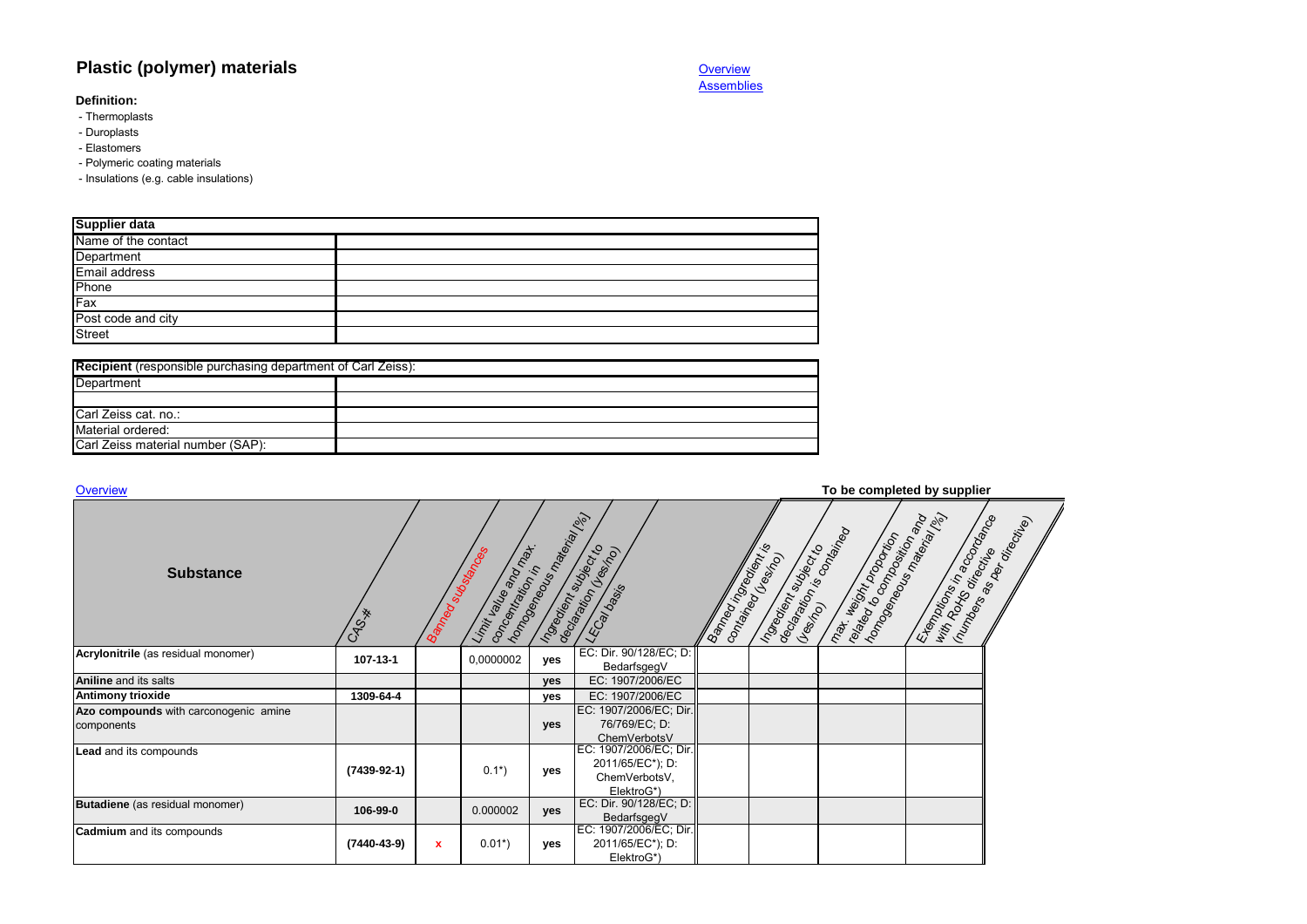## Plastic (polymer) materials

Overview
Assemblies

**Definition:**

- Thermoplasts
- Duroplasts
- Elastomers
- Polymeric coating materials
- Insulations (e.g. cable insulations)

| **Supplier data** | |
|---|---|
| Name of the contact | |
| Department | |
| Email address | |
| Phone | |
| Fax | |
| Post code and city | |
| Street | |

| **Recipient** (responsible purchasing department of Carl Zeiss): | |
|---|---|
| Department | |
| | |
| Carl Zeiss cat. no.: | |
| Material ordered: | |
| Carl Zeiss material number (SAP): | |

Overview

To be completed by supplier

| Substance | CAS # | Banned substances | Limit value and max. concentration in homogeneous material [%] | Ingredient subject to declaration (yes/no) | LECal basis | Banned ingredient is contained (yes/no) | Ingredient subject to declaration is contained (yes/no) | max. weight proportion related to composition and homogeneous material [%] | Exemptions in accordance with RoHS directive (numbers as per directive) |
|---|---|---|---|---|---|---|---|---|---|
| **Acrylonitrile** (as residual monomer) | 107-13-1 | | 0,0000002 | yes | EC: Dir. 90/128/EC; D: BedarfsgegV | | | | |
| **Aniline** and its salts | | | | yes | EC: 1907/2006/EC | | | | |
| **Antimony trioxide** | 1309-64-4 | | | yes | EC: 1907/2006/EC | | | | |
| **Azo compounds** with carconogenic amine components | | | | yes | EC: 1907/2006/EC; Dir. 76/769/EC; D: ChemVerbotsV | | | | |
| **Lead** and its compounds | (7439-92-1) | | 0.1*) | yes | EC: 1907/2006/EC; Dir. 2011/65/EC*); D: ChemVerbotsV, ElektroG*) | | | | |
| **Butadiene** (as residual monomer) | 106-99-0 | | 0.000002 | yes | EC: Dir. 90/128/EC; D: BedarfsgegV | | | | |
| **Cadmium** and its compounds | (7440-43-9) | x | 0.01*) | yes | EC: 1907/2006/EC; Dir. 2011/65/EC*); D: ElektroG*) | | | | |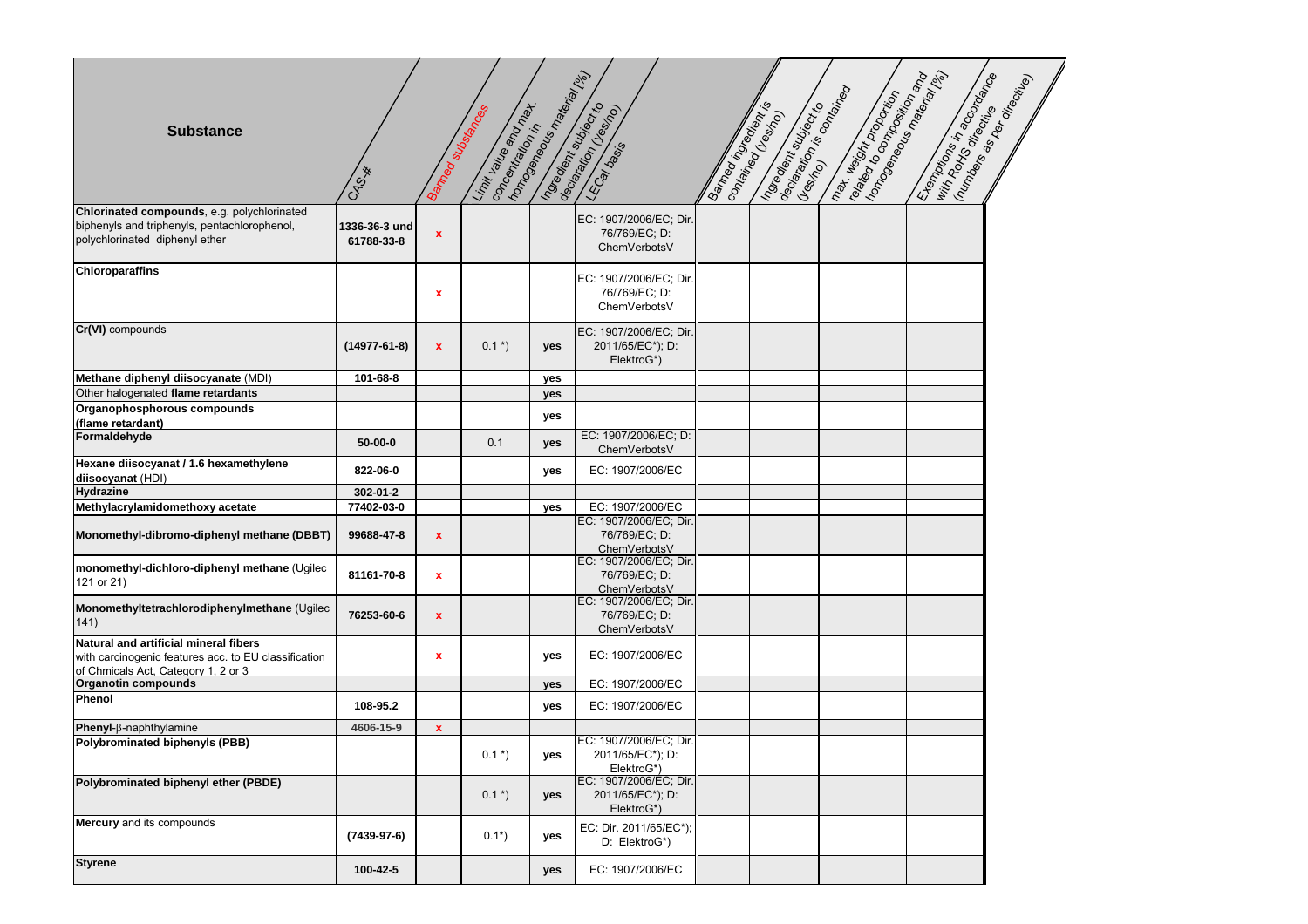| Substance | CAS-# | Banned substances | Limit value and max. concentration in homogeneous material [%] | Ingredient subject to declaration (yes/no) | LECal basis | Banned ingredient is contained (yes/no) | Ingredient subject to declaration is contained (yes/no) | max. weight proportion related to composition and homogeneous material [%] | Exemptions in accordance with RoHS directive (numbers as per directive) |
|---|---|---|---|---|---|---|---|---|---|
| **Chlorinated compounds**, e.g. polychlorinated biphenyls and triphenyls, pentachlorophenol, polychlorinated diphenyl ether | 1336-36-3 und 61788-33-8 | x | | | EC: 1907/2006/EC; Dir. 76/769/EC; D: ChemVerbotsV | | | | |
| **Chloroparaffins** | | x | | | EC: 1907/2006/EC; Dir. 76/769/EC; D: ChemVerbotsV | | | | |
| **Cr(VI)** compounds | (14977-61-8) | x | 0.1 *) | yes | EC: 1907/2006/EC; Dir. 2011/65/EC*); D: ElektroG*) | | | | |
| **Methane diphenyl diisocyanate** (MDI) | 101-68-8 | | | yes | | | | | |
| Other halogenated **flame retardants** | | | | yes | | | | | |
| **Organophosphorous compounds (flame retardant)** | | | | yes | | | | | |
| **Formaldehyde** | 50-00-0 | | 0.1 | yes | EC: 1907/2006/EC; D: ChemVerbotsV | | | | |
| **Hexane diisocyanat / 1.6 hexamethylene diisocyanat** (HDI) | 822-06-0 | | | yes | EC: 1907/2006/EC | | | | |
| **Hydrazine** | 302-01-2 | | | | | | | | |
| **Methylacrylamidomethoxy acetate** | 77402-03-0 | | | yes | EC: 1907/2006/EC | | | | |
| **Monomethyl-dibromo-diphenyl methane (DBBT)** | 99688-47-8 | x | | | EC: 1907/2006/EC; Dir. 76/769/EC; D: ChemVerbotsV | | | | |
| **monomethyl-dichloro-diphenyl methane** (Ugilec 121 or 21) | 81161-70-8 | x | | | EC: 1907/2006/EC; Dir. 76/769/EC; D: ChemVerbotsV | | | | |
| **Monomethyltetrachlorodiphenylmethane** (Ugilec 141) | 76253-60-6 | x | | | EC: 1907/2006/EC; Dir. 76/769/EC; D: ChemVerbotsV | | | | |
| **Natural and artificial mineral fibers** with carcinogenic features acc. to EU classification of Chmicals Act, Category 1, 2 or 3 | | x | | yes | EC: 1907/2006/EC | | | | |
| **Organotin compounds** | | | | yes | EC: 1907/2006/EC | | | | |
| **Phenol** | 108-95.2 | | | yes | EC: 1907/2006/EC | | | | |
| **Phenyl**-β-naphthylamine | 4606-15-9 | x | | | | | | | |
| **Polybrominated biphenyls (PBB)** | | | 0.1 *) | yes | EC: 1907/2006/EC; Dir. 2011/65/EC*); D: ElektroG*) | | | | |
| **Polybrominated biphenyl ether (PBDE)** | | | 0.1 *) | yes | EC: 1907/2006/EC; Dir. 2011/65/EC*); D: ElektroG*) | | | | |
| **Mercury** and its compounds | (7439-97-6) | | 0.1*) | yes | EC: Dir. 2011/65/EC*); D: ElektroG*) | | | | |
| **Styrene** | 100-42-5 | | | yes | EC: 1907/2006/EC | | | | |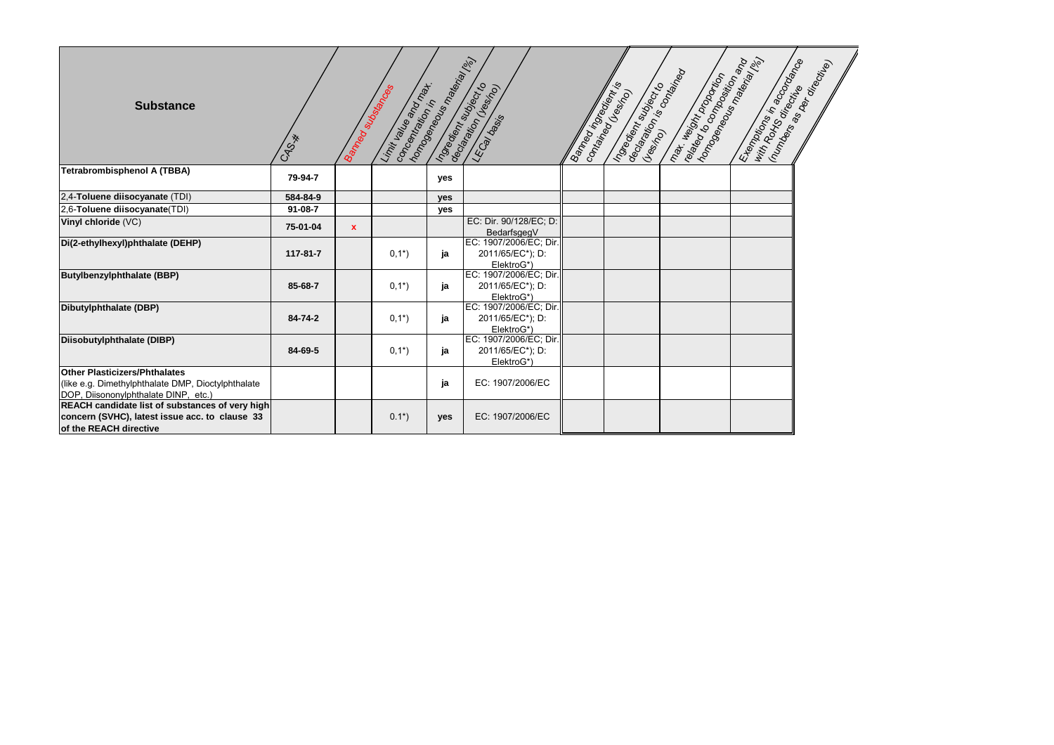| Substance | CAS-# | Banned substances | Limit value and max. concentration in homogeneous material [%] | Ingredient subject to declaration (yes/no) | LECal basis | Banned ingredient is contained (yes/no) | Ingredient subject to declaration is contained (yes/no) | max. weight proportion related to composition and homogeneous material [%] | Exemptions in accordance with RoHS directive (numbers as per directive) |
|---|---|---|---|---|---|---|---|---|---|
| **Tetrabrombisphenol A (TBBA)** | **79-94-7** | | | **yes** | | | | | |
| 2,4-**Toluene diisocyanate** (TDI) | **584-84-9** | | | **yes** | | | | | |
| 2,6-**Toluene diisocyanate**(TDI) | **91-08-7** | | | **yes** | | | | | |
| **Vinyl chloride** (VC) | **75-01-04** | **x** | | | EC: Dir. 90/128/EC; D: BedarfsgegV | | | | |
| **Di(2-ethylhexyl)phthalate (DEHP)** | **117-81-7** | | 0,1*) | **ja** | EC: 1907/2006/EC; Dir. 2011/65/EC*); D: ElektroG*) | | | | |
| **Butylbenzylphthalate (BBP)** | **85-68-7** | | 0,1*) | **ja** | EC: 1907/2006/EC; Dir. 2011/65/EC*); D: ElektroG*) | | | | |
| **Dibutylphthalate (DBP)** | **84-74-2** | | 0,1*) | **ja** | EC: 1907/2006/EC; Dir. 2011/65/EC*); D: ElektroG*) | | | | |
| **Diisobutylphthalate (DIBP)** | **84-69-5** | | 0,1*) | **ja** | EC: 1907/2006/EC; Dir. 2011/65/EC*); D: ElektroG*) | | | | |
| **Other Plasticizers/Phthalates** (like e.g. Dimethylphthalate DMP, Dioctylphthalate DOP, Diisononylphthalate DINP, etc.) | | | | **ja** | EC: 1907/2006/EC | | | | |
| **REACH candidate list of substances of very high concern (SVHC), latest issue acc. to clause 33 of the REACH directive** | | | 0.1*) | **yes** | EC: 1907/2006/EC | | | | |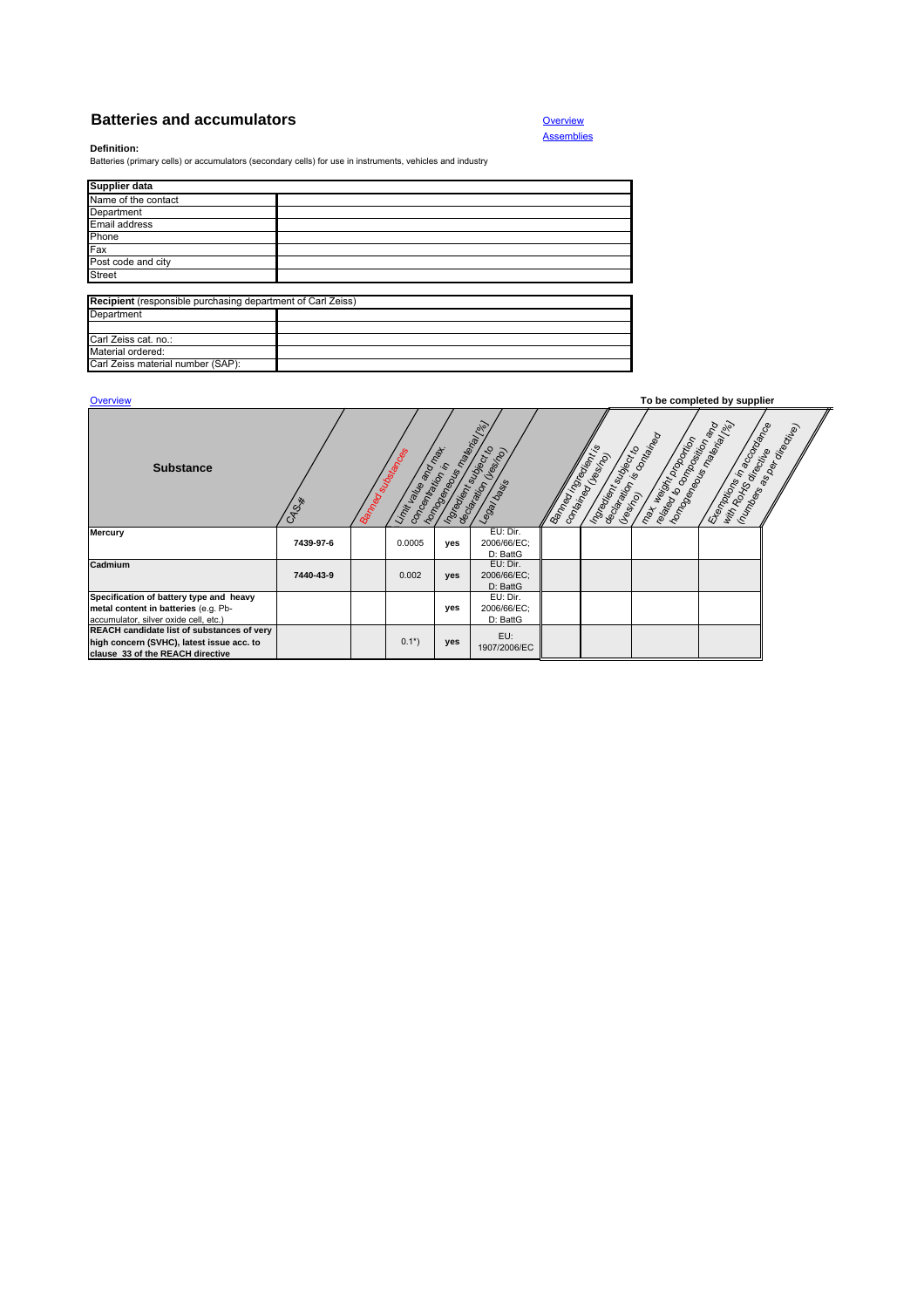# Batteries and accumulators

Overview

Assemblies

**Definition:**

Batteries (primary cells) or accumulators (secondary cells) for use in instruments, vehicles and industry

| **Supplier data** | |
|---|---|
| Name of the contact | |
| Department | |
| Email address | |
| Phone | |
| Fax | |
| Post code and city | |
| Street | |

| **Recipient** (responsible purchasing department of Carl Zeiss) | |
|---|---|
| Department | |
| | |
| Carl Zeiss cat. no.: | |
| Material ordered: | |
| Carl Zeiss material number (SAP): | |

Overview

**To be completed by supplier**

| Substance | CAS-# | Banned substances | Limit value and max. concentration in homogeneous material [%] | Ingredient subject to declaration (yes/no) | Legal basis | Banned ingredient is contained (yes/no) | Ingredient subject to declaration is contained (yes/no) | max. weight proportion related to composition and homogeneous material [%] | Exemptions in accordance with RoHS directive (numbers as per directive) |
|---|---|---|---|---|---|---|---|---|---|
| **Mercury** | 7439-97-6 | | 0.0005 | yes | EU: Dir. 2006/66/EC; D: BattG | | | | |
| **Cadmium** | 7440-43-9 | | 0.002 | yes | EU: Dir. 2006/66/EC; D: BattG | | | | |
| **Specification of battery type and heavy metal content in batteries** (e.g. Pb-accumulator, silver oxide cell, etc.) | | | | yes | EU: Dir. 2006/66/EC; D: BattG | | | | |
| **REACH candidate list of substances of very high concern (SVHC), latest issue acc. to clause 33 of the REACH directive** | | | 0.1*) | yes | EU: 1907/2006/EC | | | | |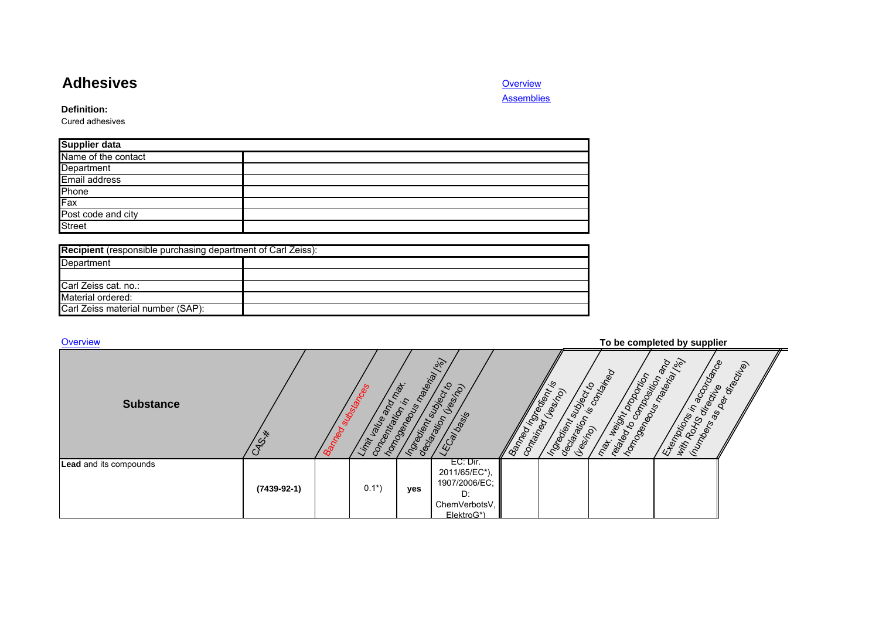# Adhesives

[Overview](#)
[Assemblies](#)

**Definition:**
Cured adhesives

| **Supplier data** | |
|---|---|
| Name of the contact | |
| Department | |
| Email address | |
| Phone | |
| Fax | |
| Post code and city | |
| Street | |

| **Recipient** (responsible purchasing department of Carl Zeiss): | |
|---|---|
| Department | |
| | |
| Carl Zeiss cat. no.: | |
| Material ordered: | |
| Carl Zeiss material number (SAP): | |

[Overview](#)

**To be completed by supplier**

| Substance | CAS# | Banned substances | Limit value and max. concentration in homogeneous material [%] | Ingredient subject to declaration (yes/no) | LECal basis | Banned ingredient is contained (yes/no) | Ingredient subject to declaration is contained (yes/no) | max. weight proportion related to composition and homogeneous material [%] | Exemptions in accordance with RoHS directive (numbers as per directive) |
|---|---|---|---|---|---|---|---|---|---|
| **Lead** and its compounds | **(7439-92-1)** | | 0.1*) | **yes** | EC: Dir. 2011/65/EC*), 1907/2006/EC; D: ChemVerbotsV, ElektroG*) | | | | |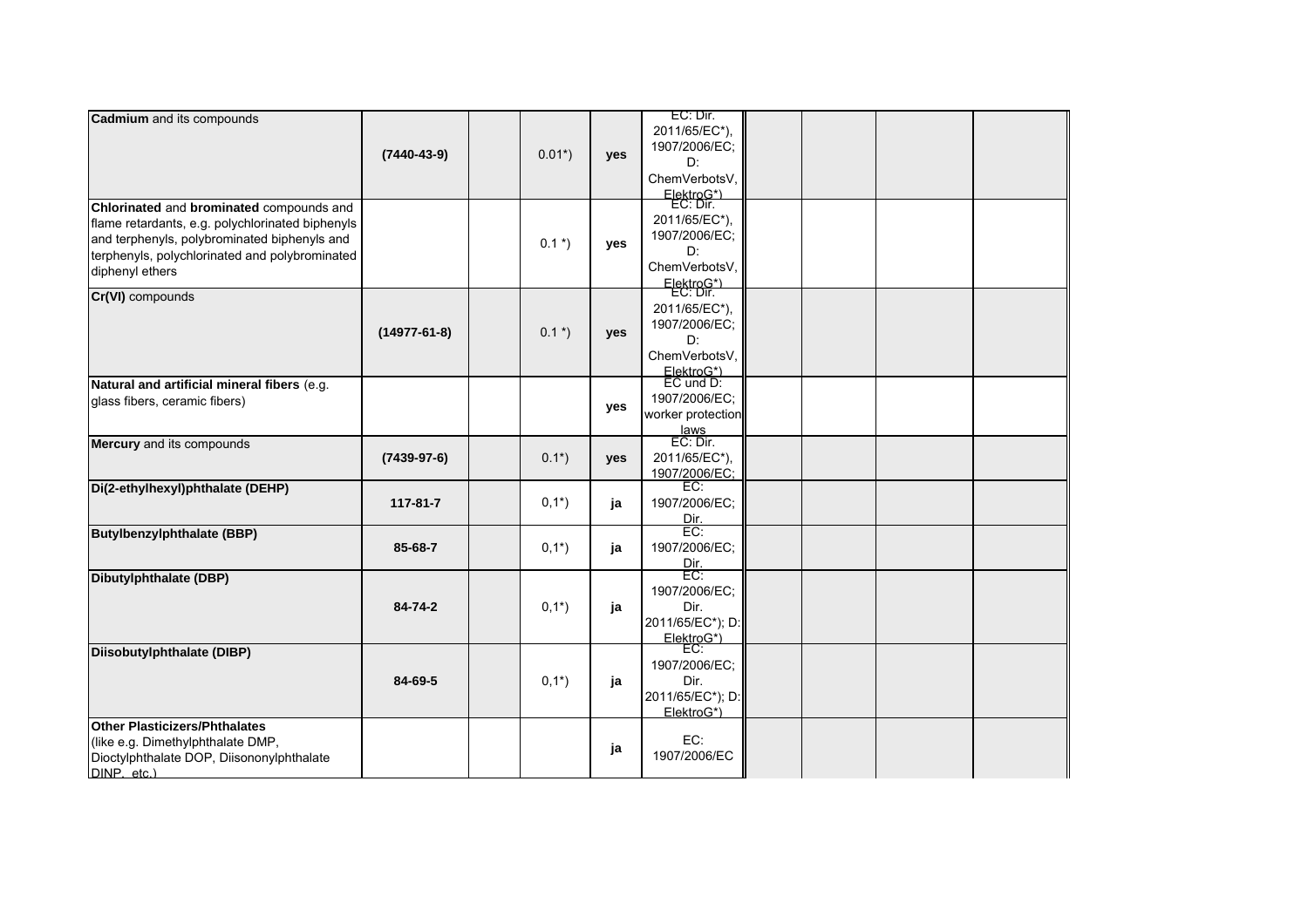| | | | | | | | | | |
|---|---|---|---|---|---|---|---|---|---|
| **Cadmium** and its compounds | **(7440-43-9)** | | 0.01*) | **yes** | EC: Dir. 2011/65/EC*), 1907/2006/EC; D: ChemVerbotsV, ElektroG*) | | | | |
| **Chlorinated** and **brominated** compounds and flame retardants, e.g. polychlorinated biphenyls and terphenyls, polybrominated biphenyls and terphenyls, polychlorinated and polybrominated diphenyl ethers | | | 0.1 *) | **yes** | EC: Dir. 2011/65/EC*), 1907/2006/EC; D: ChemVerbotsV, ElektroG*) | | | | |
| **Cr(VI)** compounds | **(14977-61-8)** | | 0.1 *) | **yes** | EC: Dir. 2011/65/EC*), 1907/2006/EC; D: ChemVerbotsV, ElektroG*) | | | | |
| **Natural and artificial mineral fibers** (e.g. glass fibers, ceramic fibers) | | | | **yes** | EC und D: 1907/2006/EC; worker protection laws | | | | |
| **Mercury** and its compounds | **(7439-97-6)** | | 0.1*) | **yes** | EC: Dir. 2011/65/EC*), 1907/2006/EC; | | | | |
| **Di(2-ethylhexyl)phthalate (DEHP)** | **117-81-7** | | 0,1*) | **ja** | EC: 1907/2006/EC; Dir. | | | | |
| **Butylbenzylphthalate (BBP)** | **85-68-7** | | 0,1*) | **ja** | EC: 1907/2006/EC; Dir. | | | | |
| **Dibutylphthalate (DBP)** | **84-74-2** | | 0,1*) | **ja** | EC: 1907/2006/EC; Dir. 2011/65/EC*); D: ElektroG*) | | | | |
| **Diisobutylphthalate (DIBP)** | **84-69-5** | | 0,1*) | **ja** | EC: 1907/2006/EC; Dir. 2011/65/EC*); D: ElektroG*) | | | | |
| **Other Plasticizers/Phthalates** (like e.g. Dimethylphthalate DMP, Dioctylphthalate DOP, Diisononylphthalate DINP, etc.) | | | | **ja** | EC: 1907/2006/EC | | | | |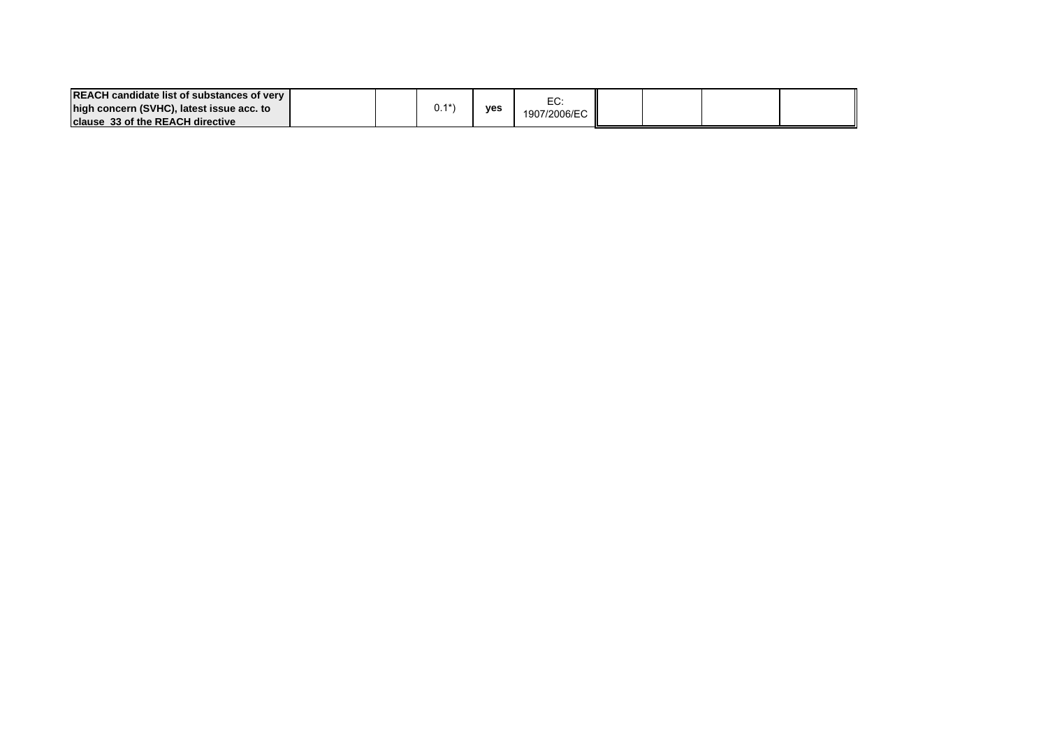| | | | | | | | | | | |
|---|---|---|---|---|---|---|---|---|---|---|
| **REACH candidate list of substances of very high concern (SVHC), latest issue acc. to clause 33 of the REACH directive** | | | 0.1*) | **yes** | EC: 1907/2006/EC | | | | | |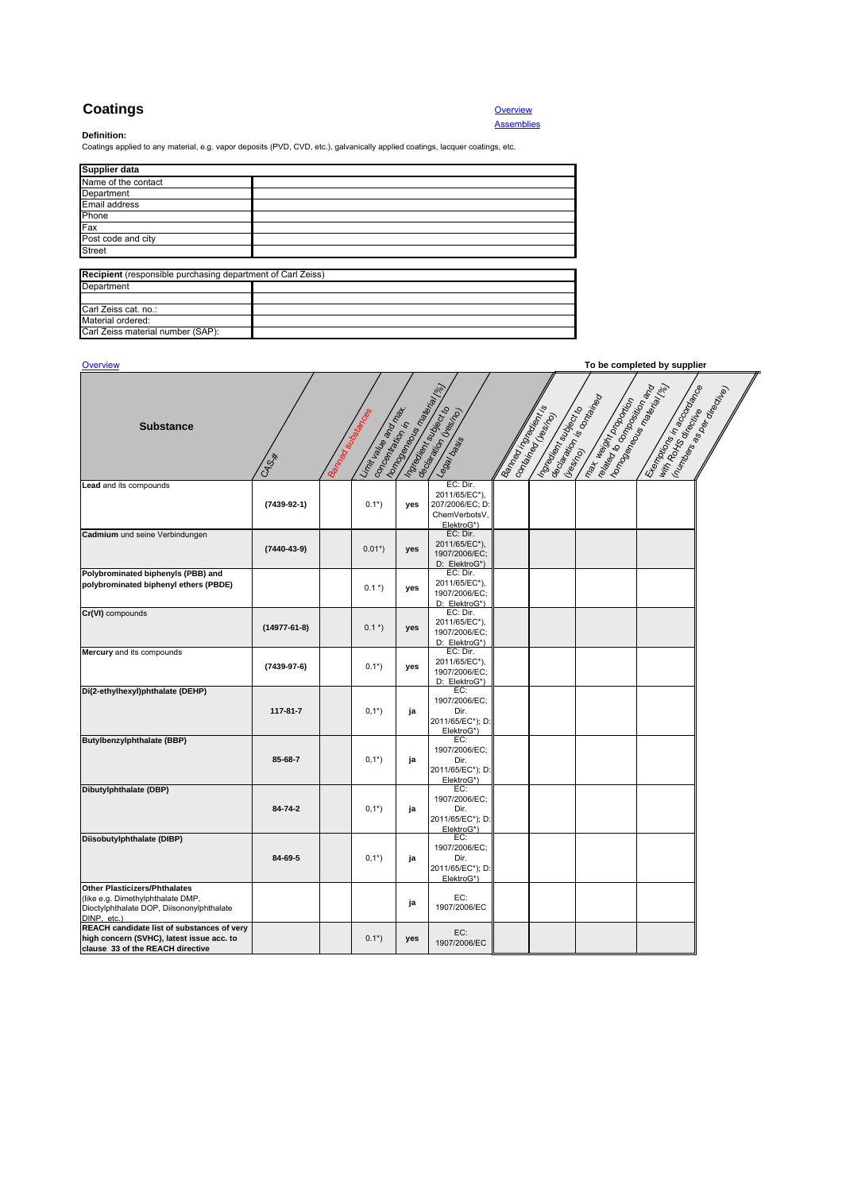# Coatings

Overview

Assemblies

**Definition:**

Coatings applied to any material, e.g. vapor deposits (PVD, CVD, etc.), galvanically applied coatings, lacquer coatings, etc.

| **Supplier data** | |
|---|---|
| Name of the contact | |
| Department | |
| Email address | |
| Phone | |
| Fax | |
| Post code and city | |
| Street | |

| **Recipient** (responsible purchasing department of Carl Zeiss) | |
|---|---|
| Department | |
| | |
| Carl Zeiss cat. no.: | |
| Material ordered: | |
| Carl Zeiss material number (SAP): | |

Overview

**To be completed by supplier**

| **Substance** | CAS-# | Banned substances | Limit value and max. concentration in homogeneous material [%] | Ingredient subject to declaration (yes/no) | Legal basis | Banned ingredient is contained (yes/no) | Ingredient subject to declaration is contained (yes/no) | max. weight proportion related to composition and homogeneous material [%] | Exemptions in accordance with RoHS directive (numbers as per directive) |
|---|---|---|---|---|---|---|---|---|---|
| **Lead** and its compounds | **(7439-92-1)** | | 0.1*) | **yes** | EC: Dir. 2011/65/EC*), 207/2006/EC; D: ChemVerbotsV, ElektroG*) | | | | |
| **Cadmium** und seine Verbindungen | **(7440-43-9)** | | 0.01*) | **yes** | EC: Dir. 2011/65/EC*), 1907/2006/EC; D: ElektroG*) | | | | |
| **Polybrominated biphenyls (PBB) and polybrominated biphenyl ethers (PBDE)** | | | 0.1 *) | **yes** | EC: Dir. 2011/65/EC*), 1907/2006/EC; D: ElektroG*) | | | | |
| **Cr(VI)** compounds | **(14977-61-8)** | | 0.1 *) | **yes** | EC: Dir. 2011/65/EC*), 1907/2006/EC; D: ElektroG*) | | | | |
| **Mercury** and its compounds | **(7439-97-6)** | | 0.1*) | **yes** | EC: Dir. 2011/65/EC*), 1907/2006/EC; D: ElektroG*) | | | | |
| **Di(2-ethylhexyl)phthalate (DEHP)** | **117-81-7** | | 0,1*) | **ja** | EC: 1907/2006/EC; Dir. 2011/65/EC*); D: ElektroG*) | | | | |
| **Butylbenzylphthalate (BBP)** | **85-68-7** | | 0,1*) | **ja** | EC: 1907/2006/EC; Dir. 2011/65/EC*); D: ElektroG*) | | | | |
| **Dibutylphthalate (DBP)** | **84-74-2** | | 0,1*) | **ja** | EC: 1907/2006/EC; Dir. 2011/65/EC*); D: ElektroG*) | | | | |
| **Diisobutylphthalate (DIBP)** | **84-69-5** | | 0,1*) | **ja** | EC: 1907/2006/EC; Dir. 2011/65/EC*); D: ElektroG*) | | | | |
| **Other Plasticizers/Phthalates** (like e.g. Dimethylphthalate DMP, Dioctylphthalate DOP, Diisononylphthalate DINP, etc.) | | | | **ja** | EC: 1907/2006/EC | | | | |
| **REACH candidate list of substances of very high concern (SVHC), latest issue acc. to clause 33 of the REACH directive** | | | 0.1*) | **yes** | EC: 1907/2006/EC | | | | |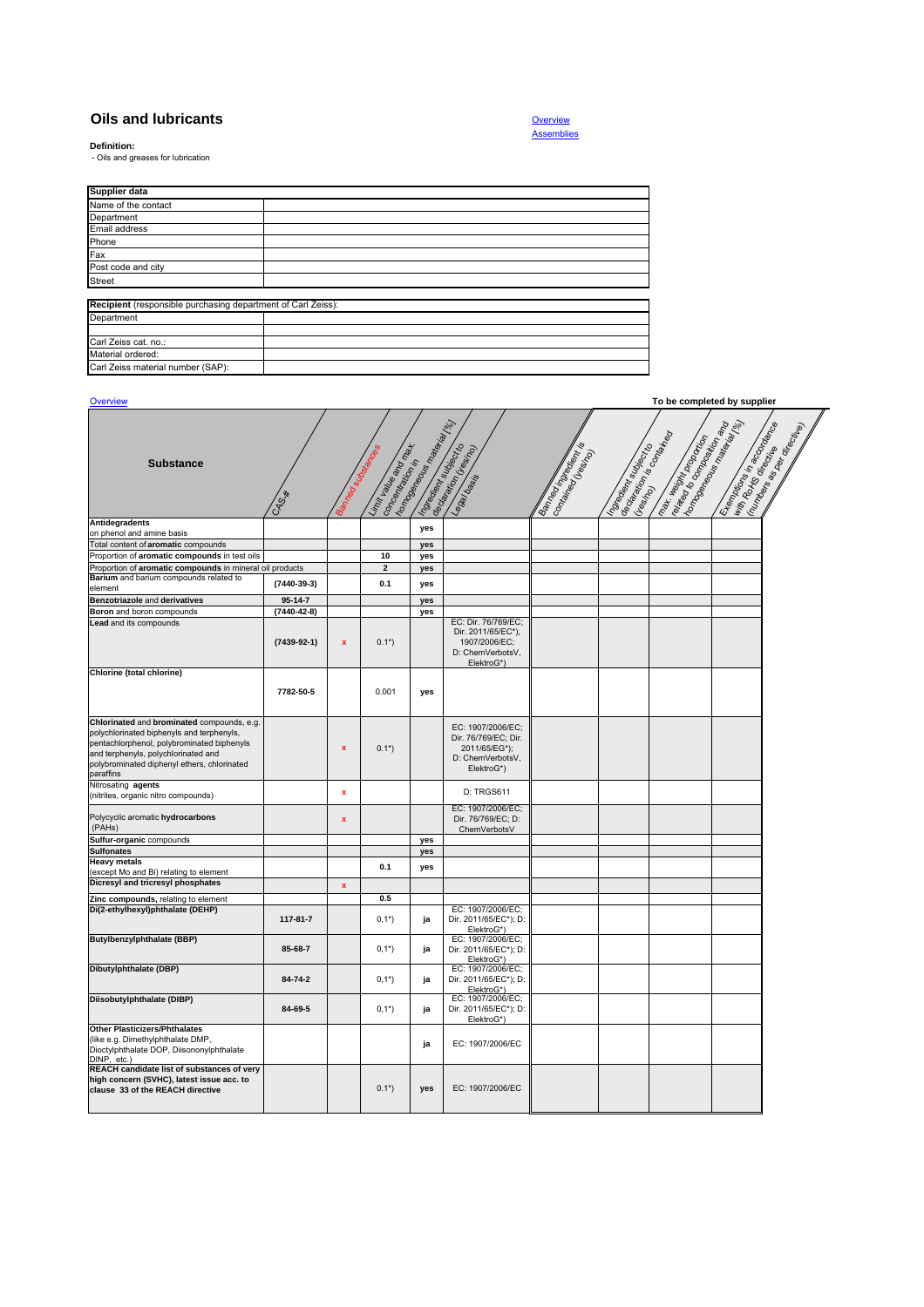# Oils and lubricants

Overview
Assemblies

**Definition:**
- Oils and greases for lubrication

| **Supplier data** | |
|---|---|
| Name of the contact | |
| Department | |
| Email address | |
| Phone | |
| Fax | |
| Post code and city | |
| Street | |

| **Recipient** (responsible purchasing department of Carl Zeiss): | |
|---|---|
| Department | |
| | |
| Carl Zeiss cat. no.: | |
| Material ordered: | |
| Carl Zeiss material number (SAP): | |

Overview

**To be completed by supplier**

| Substance | CAS-# | Banned substances | Limit value and max. concentration in homogeneous material [%] | Ingredient subject to declaration (yes/no) | Legal basis | Banned ingredient is contained (yes/no) | Ingredient subject to declaration is contained (yes/no) | max. weight proportion related to composition and homogeneous material [%] | Exemptions in accordance with RoHS directive (numbers as per directive) |
|---|---|---|---|---|---|---|---|---|---|
| **Antidegradents** on phenol and amine basis | | | | yes | | | | | |
| Total content of **aromatic** compounds | | | | yes | | | | | |
| Proportion of **aromatic compounds** in test oils | | | 10 | yes | | | | | |
| Proportion of **aromatic compounds** in mineral oil products | | | 2 | yes | | | | | |
| **Barium** and barium compounds related to element | (7440-39-3) | | 0.1 | yes | | | | | |
| **Benzotriazole** and **derivatives** | 95-14-7 | | | yes | | | | | |
| **Boron** and boron compounds | (7440-42-8) | | | yes | | | | | |
| **Lead** and its compounds | (7439-92-1) | x | 0.1*) | | EC: Dir. 76/769/EC; Dir. 2011/65/EC*), 1907/2006/EC; D: ChemVerbotsV, ElektroG*) | | | | |
| **Chlorine (total chlorine)** | 7782-50-5 | | 0.001 | yes | | | | | |
| **Chlorinated** and **brominated** compounds, e.g. polychlorinated biphenyls and terphenyls, pentachlorphenol, polybrominated biphenyls and terphenyls, polychlorinated and polybrominated diphenyl ethers, chlorinated paraffins | | x | 0.1*) | | EC: 1907/2006/EC; Dir. 76/769/EC; Dir. 2011/65/EG*); D: ChemVerbotsV, ElektroG*) | | | | |
| Nitrosating **agents** (nitrites, organic nitro compounds) | | x | | | D: TRGS611 | | | | |
| Polycyclic aromatic **hydrocarbons** (PAHs) | | x | | | EC: 1907/2006/EC; Dir. 76/769/EC; D: ChemVerbotsV | | | | |
| **Sulfur-organic** compounds | | | | yes | | | | | |
| **Sulfonates** | | | | yes | | | | | |
| **Heavy metals** (except Mo and Bi) relating to element | | | 0.1 | yes | | | | | |
| **Dicresyl and tricresyl phosphates** | | x | | | | | | | |
| **Zinc compounds,** relating to element | | | 0.5 | | | | | | |
| **Di(2-ethylhexyl)phthalate (DEHP)** | 117-81-7 | | 0,1*) | ja | EC: 1907/2006/EC; Dir. 2011/65/EC*); D: ElektroG*) | | | | |
| **Butylbenzylphthalate (BBP)** | 85-68-7 | | 0,1*) | ja | EC: 1907/2006/EC; Dir. 2011/65/EC*); D: ElektroG*) | | | | |
| **Dibutylphthalate (DBP)** | 84-74-2 | | 0,1*) | ja | EC: 1907/2006/EC; Dir. 2011/65/EC*); D: ElektroG*) | | | | |
| **Diisobutylphthalate (DIBP)** | 84-69-5 | | 0,1*) | ja | EC: 1907/2006/EC; Dir. 2011/65/EC*); D: ElektroG*) | | | | |
| **Other Plasticizers/Phthalates** (like e.g. Dimethylphthalate DMP, Dioctylphthalate DOP, Diisononylphthalate DINP, etc.) | | | | ja | EC: 1907/2006/EC | | | | |
| **REACH candidate list of substances of very high concern (SVHC), latest issue acc. to clause 33 of the REACH directive** | | | 0.1*) | yes | EC: 1907/2006/EC | | | | |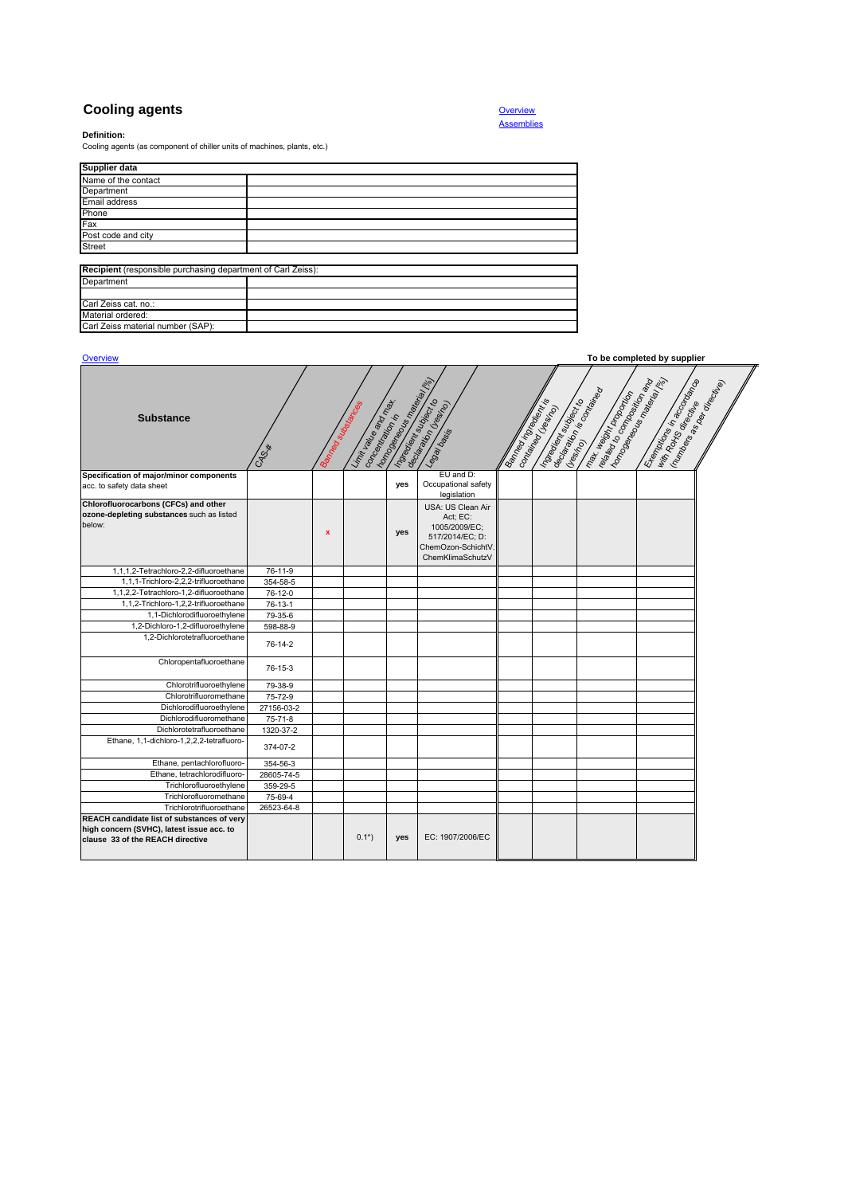# Cooling agents

Overview

Assemblies

**Definition:**

Cooling agents (as component of chiller units of machines, plants, etc.)

| **Supplier data** | |
|---|---|
| Name of the contact | |
| Department | |
| Email address | |
| Phone | |
| Fax | |
| Post code and city | |
| Street | |

| **Recipient** (responsible purchasing department of Carl Zeiss): | |
|---|---|
| Department | |
| | |
| Carl Zeiss cat. no.: | |
| Material ordered: | |
| Carl Zeiss material number (SAP): | |

Overview

**To be completed by supplier**

| **Substance** | CAS-# | Banned substances | Limit value and max. concentration in homogeneous material [%] | Ingredient subject to declaration (yes/no) | Legal basis | Banned ingredient is contained (yes/no) | Ingredient subject to declaration is contained (yes/no) | max. weight proportion related to composition and homogeneous material [%] | Exemptions in accordance with RoHS directive (numbers as per directive) |
|---|---|---|---|---|---|---|---|---|---|
| **Specification of major/minor components** acc. to safety data sheet | | | | **yes** | EU and D: Occupational safety legislation | | | | |
| **Chlorofluorocarbons (CFCs) and other ozone-depleting substances** such as listed below: | | x | | **yes** | USA: US Clean Air Act; EC: 1005/2009/EC; 517/2014/EC; D: ChemOzon-SchichtV. ChemKlimaSchutzV | | | | |
| 1,1,1,2-Tetrachloro-2,2-difluoroethane | 76-11-9 | | | | | | | | |
| 1,1,1-Trichloro-2,2,2-trifluoroethane | 354-58-5 | | | | | | | | |
| 1,1,2,2-Tetrachloro-1,2-difluoroethane | 76-12-0 | | | | | | | | |
| 1,1,2-Trichloro-1,2,2-trifluoroethane | 76-13-1 | | | | | | | | |
| 1,1-Dichlorodifluoroethylene | 79-35-6 | | | | | | | | |
| 1,2-Dichloro-1,2-difluoroethylene | 598-88-9 | | | | | | | | |
| 1,2-Dichlorotetrafluoroethane | 76-14-2 | | | | | | | | |
| Chloropentafluoroethane | 76-15-3 | | | | | | | | |
| Chlorotrifluoroethylene | 79-38-9 | | | | | | | | |
| Chlorotrifluoromethane | 75-72-9 | | | | | | | | |
| Dichlorodifluoroethylene | 27156-03-2 | | | | | | | | |
| Dichlorodifluoromethane | 75-71-8 | | | | | | | | |
| Dichlorotetrafluoroethane | 1320-37-2 | | | | | | | | |
| Ethane, 1,1-dichloro-1,2,2,2-tetrafluoro- | 374-07-2 | | | | | | | | |
| Ethane, pentachlorofluoro- | 354-56-3 | | | | | | | | |
| Ethane, tetrachlorodifluoro- | 28605-74-5 | | | | | | | | |
| Trichlorofluoroethylene | 359-29-5 | | | | | | | | |
| Trichlorofluoromethane | 75-69-4 | | | | | | | | |
| Trichlorotrifluoroethane | 26523-64-8 | | | | | | | | |
| **REACH candidate list of substances of very high concern (SVHC), latest issue acc. to clause 33 of the REACH directive** | | | 0.1*) | **yes** | EC: 1907/2006/EC | | | | |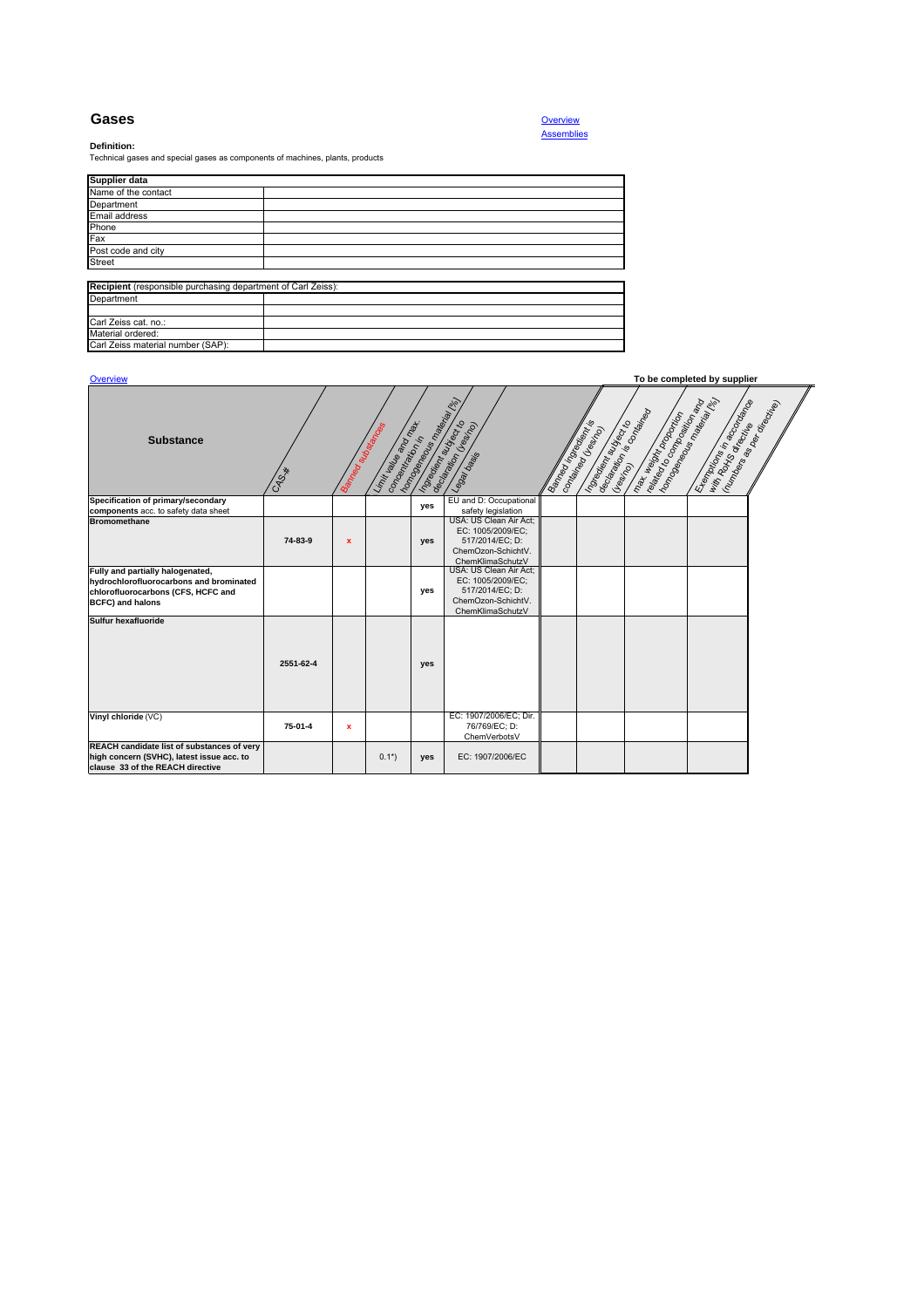# Gases

Overview
Assemblies

**Definition:**
Technical gases and special gases as components of machines, plants, products

| **Supplier data** | |
|---|---|
| Name of the contact | |
| Department | |
| Email address | |
| Phone | |
| Fax | |
| Post code and city | |
| Street | |

| **Recipient** (responsible purchasing department of Carl Zeiss): | |
|---|---|
| Department | |
| | |
| Carl Zeiss cat. no.: | |
| Material ordered: | |
| Carl Zeiss material number (SAP): | |

Overview

**To be completed by supplier**

| Substance | CAS-# | Banned substances | Limit value and max. concentration in homogeneous material [%] | Ingredient subject to declaration (yes/no) | Legal basis | Banned ingredient is contained (yes/no) | Ingredient subject to declaration is contained (yes/no) | max. weight proportion related to composition and homogeneous material [%] | Exemptions in accordance with RoHS directive (numbers as per directive) |
|---|---|---|---|---|---|---|---|---|---|
| **Specification of primary/secondary components** acc. to safety data sheet | | | | yes | EU and D: Occupational safety legislation | | | | |
| **Bromomethane** | 74-83-9 | x | | yes | USA: US Clean Air Act; EC: 1005/2009/EC; 517/2014/EC; D: ChemOzon-SchichtV. ChemKlimaSchutzV | | | | |
| **Fully and partially halogenated, hydrochlorofluorocarbons and brominated chlorofluorocarbons (CFS, HCFC and BCFC) and halons** | | | | yes | USA: US Clean Air Act; EC: 1005/2009/EC; 517/2014/EC; D: ChemOzon-SchichtV. ChemKlimaSchutzV | | | | |
| **Sulfur hexafluoride** | 2551-62-4 | | | yes | | | | | |
| **Vinyl chloride** (VC) | 75-01-4 | x | | | EC: 1907/2006/EC; Dir. 76/769/EC; D: ChemVerbotsV | | | | |
| **REACH candidate list of substances of very high concern (SVHC), latest issue acc. to clause 33 of the REACH directive** | | | 0.1*) | yes | EC: 1907/2006/EC | | | | |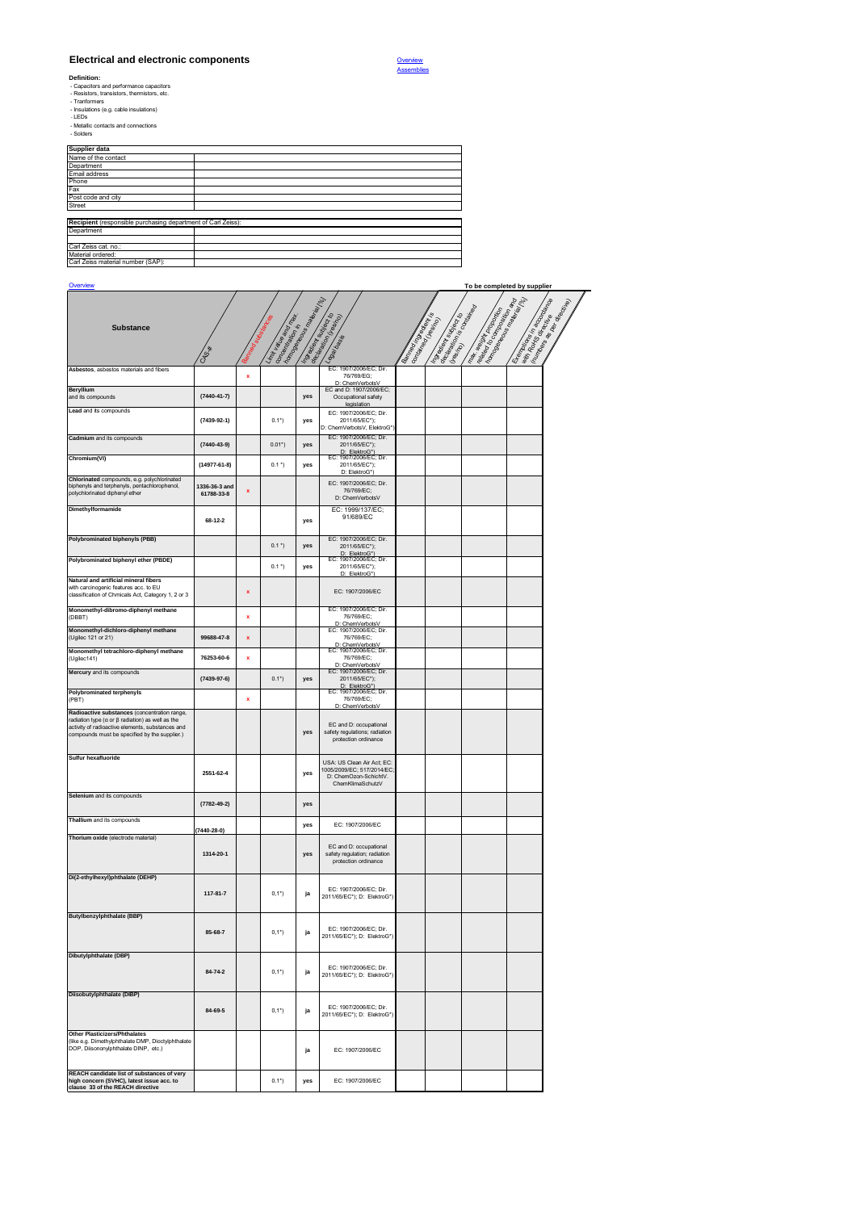# Electrical and electronic components

Overview
Assemblies

**Definition:**

- Capacitors and performance capacitors
- Resistors, transistors, thermistors, etc.
- Tranformers
- Insulations (e.g. cable insulations)
- LEDs
- Metallic contacts and connections
- Solders

| **Supplier data** | |
|---|---|
| Name of the contact | |
| Department | |
| Email address | |
| Phone | |
| Fax | |
| Post code and city | |
| Street | |

| **Recipient** (responsible purchasing department of Carl Zeiss): | |
|---|---|
| Department | |
| | |
| Carl Zeiss cat. no.: | |
| Material ordered: | |
| Carl Zeiss material number (SAP): | |

Overview

| Substance | CAS # | Banned substances | Limit value and max. concentration in homogeneous material [%] | Ingredient subject to declaration (yes/no) | Legal basis | Banned ingredient is contained (yes/no) | Ingredient subject to declaration is contained (yes/no) | max. weight proportion related to composition and homogeneous material [%] | Exemptions in accordance with RoHS directive (numbers as per directive) |
|---|---|---|---|---|---|---|---|---|---|
| | | | | | | To be completed by supplier | | | |
| **Asbestos**, asbestos materials and fibers | | x | | | EC: 1907/2006/EC; Dir. 76/769/EG; D: ChemVerbotsV | | | | |
| **Beryllium** and its compounds | (7440-41-7) | | | yes | EC and D: 1907/2006/EC; Occupational safety legislation | | | | |
| **Lead** and its compounds | (7439-92-1) | | 0.1\*) | yes | EC: 1907/2006/EC; Dir. 2011/65/EC\*); D: ChemVerbotsV, ElektroG\*) | | | | |
| **Cadmium** and its compounds | (7440-43-9) | | 0.01\*) | yes | EC: 1907/2006/EC; Dir. 2011/65/EC\*); D: ElektroG\*) | | | | |
| **Chromium(VI)** | (14977-61-8) | | 0.1 \*) | yes | EC: 1907/2006/EC; Dir. 2011/65/EC\*); D: ElektroG\*) | | | | |
| **Chlorinated** compounds, e.g. polychlorinated biphenyls and terphenyls, pentachlorophenol, polychlorinated diphenyl ether | 1336-36-3 and 61788-33-8 | x | | | EC: 1907/2006/EC; Dir. 76/769/EC; D: ChemVerbotsV | | | | |
| **Dimethylformamide** | 68-12-2 | | | yes | EC: 1999/137/EC; 91/689/EC | | | | |
| **Polybrominated biphenyls (PBB)** | | | 0.1 \*) | yes | EC: 1907/2006/EC; Dir. 2011/65/EC\*); D: ElektroG\*) | | | | |
| **Polybrominated biphenyl ether (PBDE)** | | | 0.1 \*) | yes | EC: 1907/2006/EC; Dir. 2011/65/EC\*); D: ElektroG\*) | | | | |
| **Natural and artificial mineral fibers** with carcinogenic features acc. to EU classification of Chmicals Act, Category 1, 2 or 3 | | x | | | EC: 1907/2006/EC | | | | |
| **Monomethyl-dibromo-diphenyl methane** (DBBT) | | x | | | EC: 1907/2006/EC; Dir. 76/769/EC; D: ChemVerbotsV | | | | |
| **Monomethyl-dichloro-diphenyl methane** (Ugilec 121 or 21) | 99688-47-8 | x | | | EC: 1907/2006/EC; Dir. 76/769/EC; D: ChemVerbotsV | | | | |
| **Monomethyl tetrachloro-diphenyl methane** (Ugilec141) | 76253-60-6 | x | | | EC: 1907/2006/EC; Dir. 76/769/EC; D: ChemVerbotsV | | | | |
| **Mercury** and its compounds | (7439-97-6) | | 0.1\*) | yes | EC: 1907/2006/EC; Dir. 2011/65/EC\*); D: ElektroG\*) | | | | |
| **Polybrominated terphenyls** (PBT) | | x | | | EC: 1907/2006/EC; Dir. 76/769/EC; D: ChemVerbotsV | | | | |
| **Radioactive substances** (concentration range, radiation type (α or β radiation) as well as the activity of radioactive elements, substances and compounds must be specified by the supplier.) | | | | yes | EC and D: occupational safety regulations; radiation protection ordinance | | | | |
| **Sulfur hexafluoride** | 2551-62-4 | | | yes | USA: US Clean Air Act; EC: 1005/2009/EC; 517/2014/EC; D: ChemOzon-SchichtV. ChemKlimaSchutzV | | | | |
| **Selenium** and its compounds | (7782-49-2) | | | yes | | | | | |
| **Thallium** and its compounds | (7440-28-0) | | | yes | EC: 1907/2006/EC | | | | |
| **Thorium oxide** (electrode material) | 1314-20-1 | | | yes | EC and D: occupational safety regulation; radiation protection ordinance | | | | |
| **Di(2-ethylhexyl)phthalate (DEHP)** | 117-81-7 | | 0,1\*) | ja | EC: 1907/2006/EC; Dir. 2011/65/EC\*); D: ElektroG\*) | | | | |
| **Butylbenzylphthalate (BBP)** | 85-68-7 | | 0,1\*) | ja | EC: 1907/2006/EC; Dir. 2011/65/EC\*); D: ElektroG\*) | | | | |
| **Dibutylphthalate (DBP)** | 84-74-2 | | 0,1\*) | ja | EC: 1907/2006/EC; Dir. 2011/65/EC\*); D: ElektroG\*) | | | | |
| **Diisobutylphthalate (DIBP)** | 84-69-5 | | 0,1\*) | ja | EC: 1907/2006/EC; Dir. 2011/65/EC\*); D: ElektroG\*) | | | | |
| **Other Plasticizers/Phthalates** (like e.g. Dimethylphthalate DMP, Dioctylphthalate DOP, Diisononylphthalate DINP, etc.) | | | | ja | EC: 1907/2006/EC | | | | |
| **REACH candidate list of substances of very high concern (SVHC), latest issue acc. to clause 33 of the REACH directive** | | | 0.1\*) | yes | EC: 1907/2006/EC | | | | |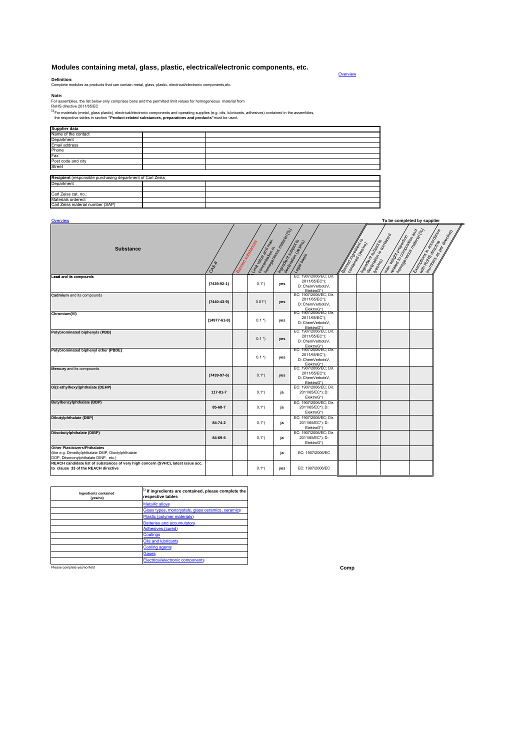# Modules containing metal, glass, plastic, electrical/electronic components, etc.

Overview

**Definition:**
Complete modules as products that can contain metal, glass, plastic, electrical/electronic components,etc.

**Note:**
For assemblies, the list below only comprises bans and the permitted limit values for homogeneous material from RoHS directive 2011/65/EC

[1] For materials (metal, glass plastic), electrical/electronic components and operating supplies (e.g. oils, lubricants, adhesives) contained in the assemblies, the respective tables in section **"Product-related substances, preparations and products"** must be used.

| **Supplier data** | | |
|---|---|---|
| Name of the contact | | |
| Department | | |
| Email address | | |
| Phone | | |
| Fax | | |
| Post code and city | | |
| Street | | |

| **Recipient** (responsible purchasing department of Carl Zeiss | | |
|---|---|---|
| Department | | |
| | | |
| Carl Zeiss cat. no.: | | |
| Materials ordered: | | |
| Carl Zeiss material number (SAP) | | |

Overview

**To be completed by supplier**

| **Substance** | CAS-# | Banned substances | Limit value and max. concentration in homogeneous material [%] | Ingredient subject to declaration (yes/no) | Legal basis | Banned ingredient is contained (yes/no) | Ingredient subject to declaration is contained (yes/no) | max. weight proportion related to composition and homogeneous material [%] | Exemptions in accordance with RoHS directive (numbers as per directive) |
|---|---|---|---|---|---|---|---|---|---|
| **Lead** and its compounds | (7439-92-1) | | 0.1*) | yes | EC: 1907/2006/EC; Dir. 2011/65/EC*); D: ChemVerbotsV, ElektroG*) | | | | |
| **Cadmium** and its compounds | (7440-43-9) | | 0.01*) | yes | EC: 1907/2006/EC; Dir. 2011/65/EC*); D: ChemVerbotsV, ElektroG*) | | | | |
| **Chromium(VI)** | (14977-61-8) | | 0.1 *) | yes | EC: 1907/2006/EC; Dir. 2011/65/EC*); D: ChemVerbotsV, ElektroG*) | | | | |
| **Polybrominated biphenyls (PBB)** | | | 0.1 *) | yes | EC: 1907/2006/EC; Dir. 2011/65/EC*); D: ChemVerbotsV, ElektroG*) | | | | |
| **Polybrominated biphenyl ether (PBDE)** | | | 0.1 *) | yes | EC: 1907/2006/EC; Dir. 2011/65/EC*); D: ChemVerbotsV, ElektroG*) | | | | |
| **Mercury** and its compounds | (7439-97-6) | | 0.1*) | yes | EC: 1907/2006/EC; Dir. 2011/65/EC*); D: ChemVerbotsV, ElektroG*) | | | | |
| **Di(2-ethylhexyl)phthalate (DEHP)** | 117-81-7 | | 0,1*) | ja | EC: 1907/2006/EC; Dir. 2011/65/EC*); D: ElektroG*) | | | | |
| **Butylbenzylphthalate (BBP)** | 85-68-7 | | 0,1*) | ja | EC: 1907/2006/EC; Dir. 2011/65/EC*); D: ElektroG*) | | | | |
| **Dibutylphthalate (DBP)** | 84-74-2 | | 0,1*) | ja | EC: 1907/2006/EC; Dir. 2011/65/EC*); D: ElektroG*) | | | | |
| **Diisobutylphthalate (DIBP)** | 84-69-5 | | 0,1*) | ja | EC: 1907/2006/EC; Dir. 2011/65/EC*); D: ElektroG*) | | | | |
| **Other Plasticizers/Phthalates** (like e.g. Dimethylphthalate DMP, Dioctylphthalate DOP, Diisononylphthalate DINP, etc.) | | | | ja | EC: 1907/2006/EC | | | | |
| **REACH candidate list of substances of very high concern (SVHC), latest issue acc. to clause 33 of the REACH directive** | | | 0.1*) | yes | EC: 1907/2006/EC | | | | |

| Ingredients contained (yes/no) | [1] If ingredients are contained, please complete the respective tables |
|---|---|
| | Metallic alloys |
| | Glass types, moncrystals, glass ceramics, ceramics |
| | Plastic (polymer materials) |
| | Batteries and accumulators |
| | Adhesives (cured) |
| | Coatings |
| | Oils and lubricants |
| | Cooling agents |
| | Gases |
| | Electrical/electronic components |

Please complete yes/no field

Comp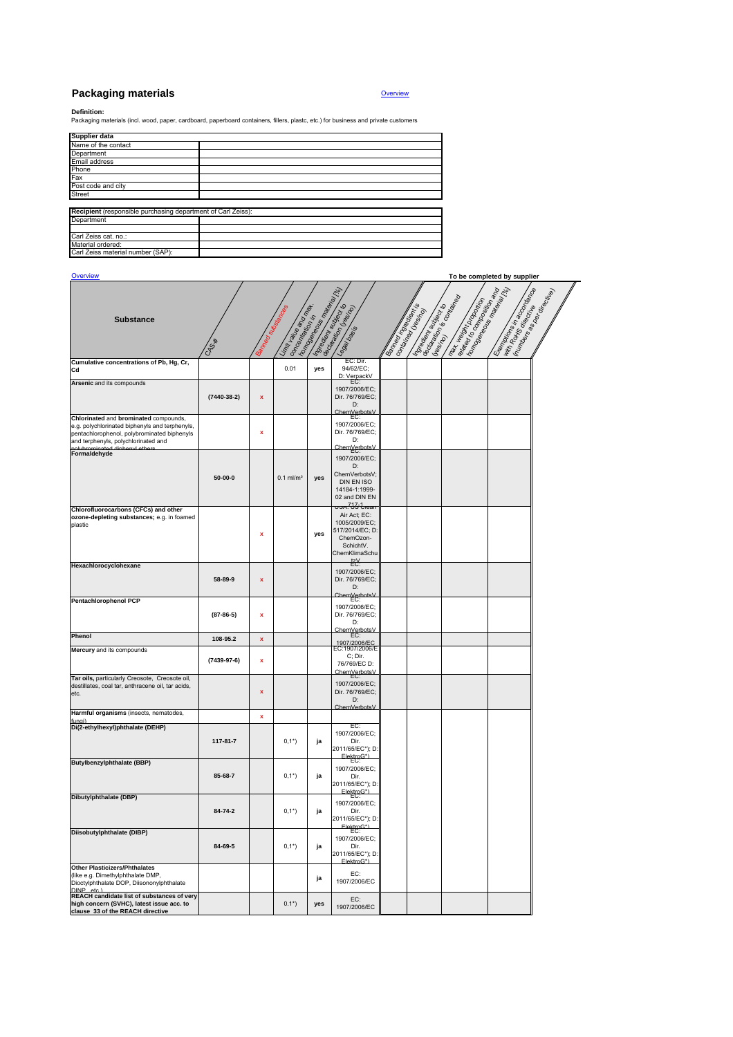# Packaging materials

Overview

**Definition:**
Packaging materials (incl. wood, paper, cardboard, paperboard containers, fillers, plastc, etc.) for business and private customers

| **Supplier data** | |
|---|---|
| Name of the contact | |
| Department | |
| Email address | |
| Phone | |
| Fax | |
| Post code and city | |
| Street | |

| **Recipient** (responsible purchasing department of Carl Zeiss): | |
|---|---|
| Department | |
| | |
| Carl Zeiss cat. no.: | |
| Material ordered: | |
| Carl Zeiss material number (SAP): | |

Overview

**To be completed by supplier**

| **Substance** | CAS # | Banned substances | Limit value and max. concentration in homogeneous material [%] | Ingredient subject to declaration (yes/no) | Legal basis | Banned ingredient is contained (yes/no) | Ingredient subject to declaration is contained (yes/no) | max. weight proportion related to composition and homogeneous material [%] | Exemptions in accordance with RoHS directive (numbers as per directive) |
|---|---|---|---|---|---|---|---|---|---|
| **Cumulative concentrations of Pb, Hg, Cr, Cd** | | | 0.01 | yes | EC: Dir. 94/62/EC; D: VerpackV | | | | |
| **Arsenic** and its compounds | (7440-38-2) | x | | | EC: 1907/2006/EC; Dir. 76/769/EC; D: ChemVerbotsV | | | | |
| **Chlorinated** and **brominated** compounds, e.g. polychlorinated biphenyls and terphenyls, pentachlorophenol, polybrominated biphenyls and terphenyls, polychlorinated and polybrominated diphenyl ethers | | x | | | EC: 1907/2006/EC; Dir. 76/769/EC; D: ChemVerbotsV | | | | |
| **Formaldehyde** | 50-00-0 | | 0.1 ml/m³ | yes | EC: 1907/2006/EC; D: ChemVerbotsV; DIN EN ISO 14184-1:1999-02 and DIN EN 717-1 | | | | |
| **Chlorofluorocarbons (CFCs) and other ozone-depleting substances;** e.g. in foamed plastic | | x | | yes | USA: US Clean Air Act; EC: 1005/2009/EC; 517/2014/EC; D: ChemOzon-SchichtV. ChemKlimaSchutzV | | | | |
| **Hexachlorocyclohexane** | 58-89-9 | x | | | EC: 1907/2006/EC; Dir. 76/769/EC; D: ChemVerbotsV | | | | |
| **Pentachlorophenol PCP** | (87-86-5) | x | | | EC: 1907/2006/EC; Dir. 76/769/EC; D: ChemVerbotsV | | | | |
| **Phenol** | 108-95.2 | x | | | EC: 1907/2006/EC | | | | |
| **Mercury** and its compounds | (7439-97-6) | x | | | EC:1907/2006/EC; Dir. 76/769/EC D: ChemVerbotsV | | | | |
| **Tar oils,** particularly Creosote, Creosote oil, destillates, coal tar, anthracene oil, tar acids, etc. | | x | | | EC: 1907/2006/EC; Dir. 76/769/EC; D: ChemVerbotsV | | | | |
| **Harmful organisms** (insects, nematodes, fungi) | | x | | | | | | | |
| **Di(2-ethylhexyl)phthalate (DEHP)** | 117-81-7 | | 0,1*) | ja | EC: 1907/2006/EC; Dir. 2011/65/EC*); D: ElektroG*) | | | | |
| **Butylbenzylphthalate (BBP)** | 85-68-7 | | 0,1*) | ja | EC: 1907/2006/EC; Dir. 2011/65/EC*); D: ElektroG*) | | | | |
| **Dibutylphthalate (DBP)** | 84-74-2 | | 0,1*) | ja | EC: 1907/2006/EC; Dir. 2011/65/EC*); D: ElektroG*) | | | | |
| **Diisobutylphthalate (DIBP)** | 84-69-5 | | 0,1*) | ja | EC: 1907/2006/EC; Dir. 2011/65/EC*); D: ElektroG*) | | | | |
| **Other Plasticizers/Phthalates** (like e.g. Dimethylphthalate DMP, Dioctylphthalate DOP, Diisononylphthalate DINP, etc.) | | | | ja | EC: 1907/2006/EC | | | | |
| **REACH candidate list of substances of very high concern (SVHC), latest issue acc. to clause 33 of the REACH directive** | | | 0.1*) | yes | EC: 1907/2006/EC | | | | |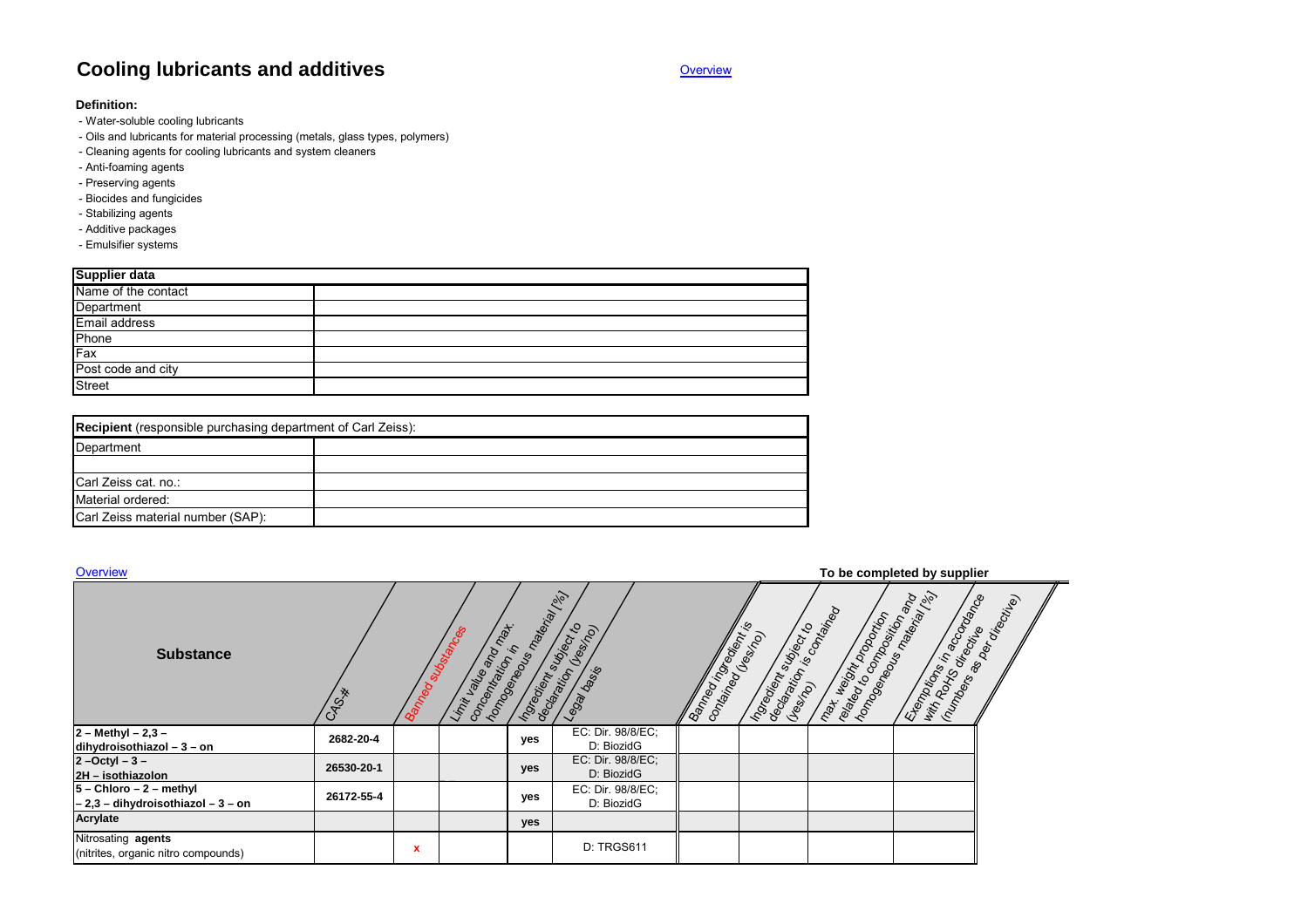# Cooling lubricants and additives

Overview

**Definition:**

- Water-soluble cooling lubricants
- Oils and lubricants for material processing (metals, glass types, polymers)
- Cleaning agents for cooling lubricants and system cleaners
- Anti-foaming agents
- Preserving agents
- Biocides and fungicides
- Stabilizing agents
- Additive packages
- Emulsifier systems

| **Supplier data** | |
|---|---|
| Name of the contact | |
| Department | |
| Email address | |
| Phone | |
| Fax | |
| Post code and city | |
| Street | |

| **Recipient** (responsible purchasing department of Carl Zeiss): | |
|---|---|
| Department | |
| | |
| Carl Zeiss cat. no.: | |
| Material ordered: | |
| Carl Zeiss material number (SAP): | |

Overview

**To be completed by supplier**

| Substance | CAS-# | Banned substances | Limit value and max. concentration in homogeneous material [%] | Ingredient subject to declaration (yes/no) | Legal basis | Banned ingredient is contained (yes/no) | Ingredient subject to declaration is contained (yes/no) | max. weight proportion related to composition and homogeneous material [%] | Exemptions in accordance with RoHS directive (numbers as per directive) |
|---|---|---|---|---|---|---|---|---|---|
| **2 – Methyl – 2,3 – dihydroisothiazol – 3 – on** | 2682-20-4 | | | yes | EC: Dir. 98/8/EC; D: BiozidG | | | | |
| **2 –Octyl – 3 – 2H – isothiazolon** | 26530-20-1 | | | yes | EC: Dir. 98/8/EC; D: BiozidG | | | | |
| **5 – Chloro – 2 – methyl – 2,3 – dihydroisothiazol – 3 – on** | 26172-55-4 | | | yes | EC: Dir. 98/8/EC; D: BiozidG | | | | |
| **Acrylate** | | | | yes | | | | | |
| Nitrosating **agents** (nitrites, organic nitro compounds) | | x | | | D: TRGS611 | | | | |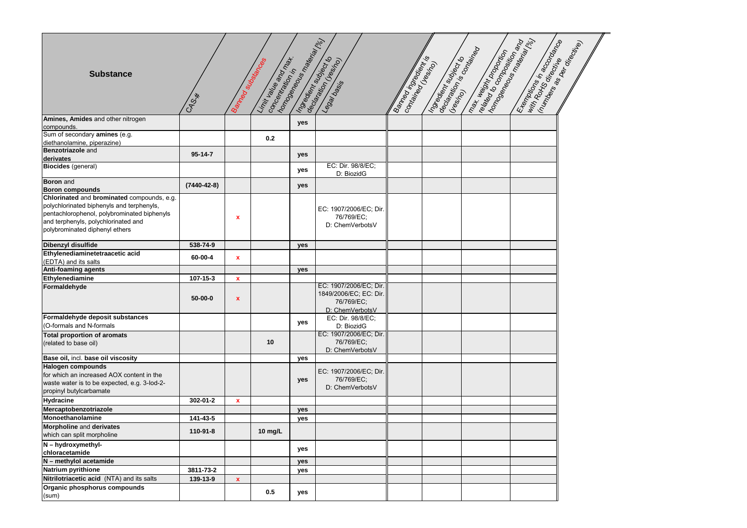| Substance | CAS-# | Banned substances | Limit value and max. concentration in homogeneous material [%] | Ingredient subject to declaration (yes/no) | Legal basis | Banned ingredient is contained (yes/no) | Ingredient subject to declaration is contained (yes/no) | max. weight proportion related to composition and homogeneous material [%] | Exemptions in accordance with RoHS directive (numbers as per directive) |
|---|---|---|---|---|---|---|---|---|---|
| **Amines, Amides** and other nitrogen compounds. | | | | yes | | | | | |
| Sum of secondary **amines** (e.g. diethanolamine, piperazine) | | | 0.2 | | | | | | |
| **Benzotriazole** and **derivates** | 95-14-7 | | | yes | | | | | |
| **Biocides** (general) | | | | yes | EC: Dir. 98/8/EC; D: BiozidG | | | | |
| **Boron** and **Boron compounds** | (7440-42-8) | | | yes | | | | | |
| **Chlorinated** and **brominated** compounds, e.g. polychlorinated biphenyls and terphenyls, pentachlorophenol, polybrominated biphenyls and terphenyls, polychlorinated and polybrominated diphenyl ethers | | x | | | EC: 1907/2006/EC; Dir. 76/769/EC; D: ChemVerbotsV | | | | |
| **Dibenzyl disulfide** | 538-74-9 | | | yes | | | | | |
| **Ethylenediaminetetraacetic acid** (EDTA) and its salts | 60-00-4 | x | | | | | | | |
| **Anti-foaming agents** | | | | yes | | | | | |
| **Ethylenediamine** | 107-15-3 | x | | | | | | | |
| **Formaldehyde** | 50-00-0 | x | | | EC: 1907/2006/EC; Dir. 1849/2006/EC; EC: Dir. 76/769/EC; D: ChemVerbotsV | | | | |
| **Formaldehyde deposit substances** (O-formals and N-formals | | | | yes | EC: Dir. 98/8/EC; D: BiozidG | | | | |
| **Total proportion of aromats** (related to base oil) | | | 10 | | EC: 1907/2006/EC; Dir. 76/769/EC; D: ChemVerbotsV | | | | |
| **Base oil,** incl. **base oil viscosity** | | | | yes | | | | | |
| **Halogen compounds** for which an increased AOX content in the waste water is to be expected, e.g. 3-Iod-2-propinyl butylcarbamate | | | | yes | EC: 1907/2006/EC; Dir. 76/769/EC; D: ChemVerbotsV | | | | |
| **Hydracine** | 302-01-2 | x | | | | | | | |
| **Mercaptobenzotriazole** | | | | yes | | | | | |
| **Monoethanolamine** | 141-43-5 | | | yes | | | | | |
| **Morpholine** and **derivates** which can split morpholine | 110-91-8 | | 10 mg/L | | | | | | |
| **N – hydroxymethyl-chloracetamide** | | | | yes | | | | | |
| **N – methylol acetamide** | | | | yes | | | | | |
| **Natrium pyrithione** | 3811-73-2 | | | yes | | | | | |
| **Nitrilotriacetic acid** (NTA) and its salts | 139-13-9 | x | | | | | | | |
| **Organic phosphorus compounds** (sum) | | | 0.5 | yes | | | | | |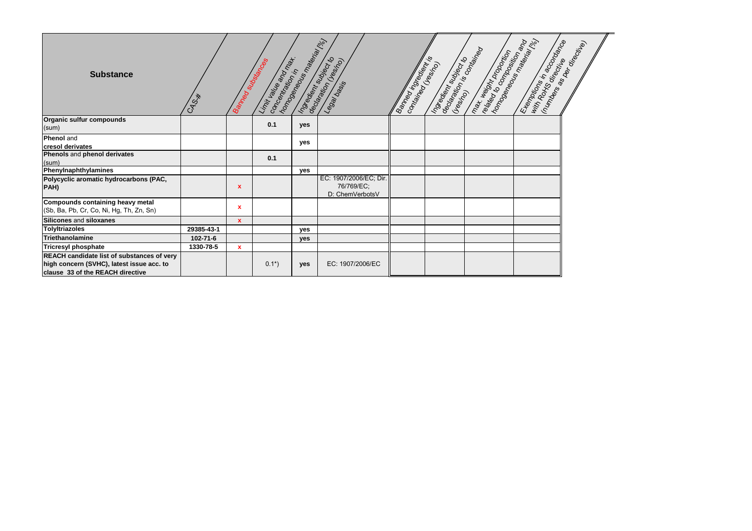| Substance | CAS-# | Banned substances | Limit value and max. concentration in homogeneous material [%] | Ingredient subject to declaration (yes/no) | Legal basis | Banned ingredient is contained (yes/no) | Ingredient subject to declaration is contained (yes/no) | max. weight proportion related to composition and homogeneous material [%] | Exemptions in accordance with RoHS directive (numbers as per directive) |
|---|---|---|---|---|---|---|---|---|---|
| **Organic sulfur compounds** (sum) | | | **0.1** | **yes** | | | | | |
| **Phenol** and **cresol derivates** | | | | **yes** | | | | | |
| **Phenols** and **phenol derivates** (sum) | | | **0.1** | | | | | | |
| **Phenylnaphthylamines** | | | | **yes** | | | | | |
| **Polycyclic aromatic hydrocarbons (PAC, PAH)** | | **x** | | | EC: 1907/2006/EC; Dir. 76/769/EC; D: ChemVerbotsV | | | | |
| **Compounds containing heavy metal** (Sb, Ba, Pb, Cr, Co, Ni, Hg, Th, Zn, Sn) | | **x** | | | | | | | |
| **Silicones** and **siloxanes** | | **x** | | | | | | | |
| **Tolyltriazoles** | **29385-43-1** | | | **yes** | | | | | |
| **Triethanolamine** | **102-71-6** | | | **yes** | | | | | |
| **Tricresyl phosphate** | **1330-78-5** | **x** | | | | | | | |
| **REACH candidate list of substances of very high concern (SVHC), latest issue acc. to clause 33 of the REACH directive** | | | 0.1*) | **yes** | EC: 1907/2006/EC | | | | |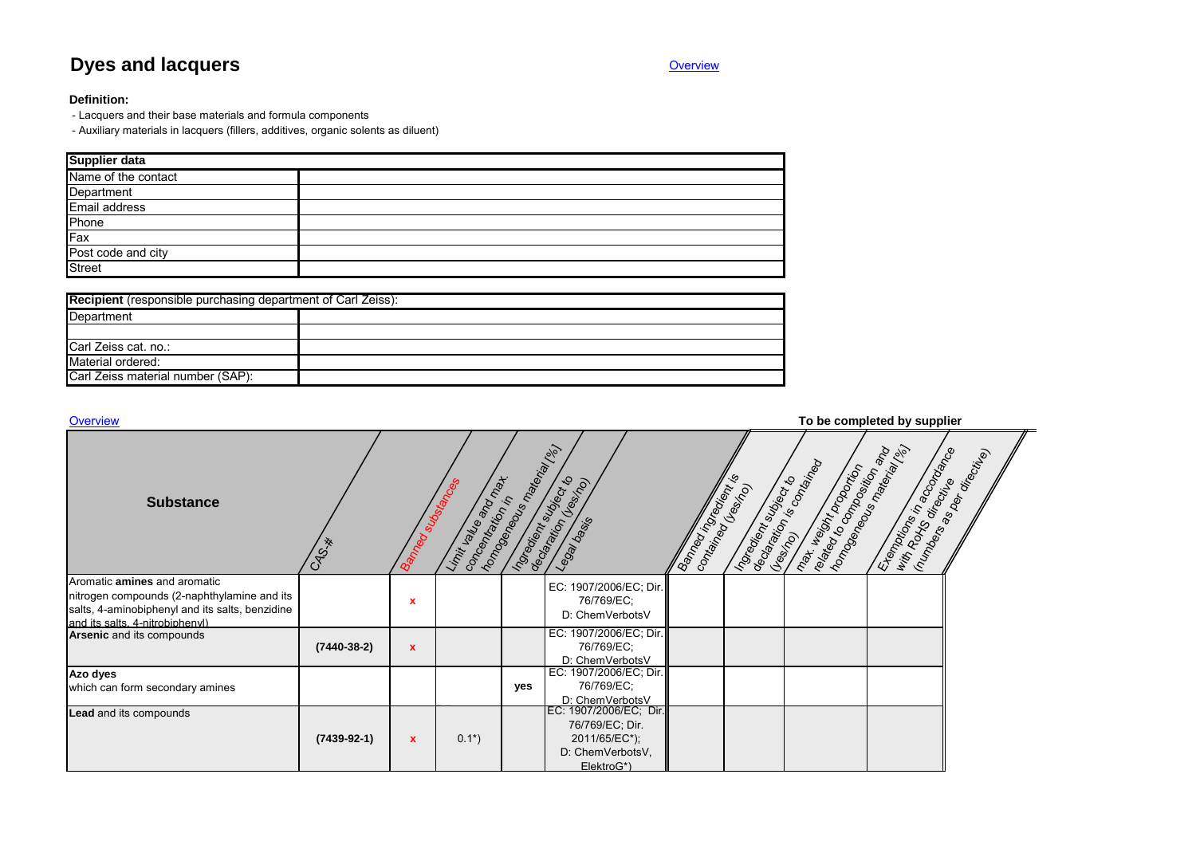# Dyes and lacquers

Overview

**Definition:**

- Lacquers and their base materials and formula components
- Auxiliary materials in lacquers (fillers, additives, organic solents as diluent)

| **Supplier data** | |
|---|---|
| Name of the contact | |
| Department | |
| Email address | |
| Phone | |
| Fax | |
| Post code and city | |
| Street | |

| **Recipient** (responsible purchasing department of Carl Zeiss): | |
|---|---|
| Department | |
| | |
| Carl Zeiss cat. no.: | |
| Material ordered: | |
| Carl Zeiss material number (SAP): | |

Overview

**To be completed by supplier**

| **Substance** | CAS-# | Banned substances | Limit value and max. concentration in homogeneous material [%] | Ingredient subject to declaration (yes/no) | Legal basis | Banned ingredient is contained (yes/no) | Ingredient subject to declaration is contained (yes/no) | max. weight proportion and related to composition and homogeneous material [%] | Exemptions in accordance with RoHS directive (numbers as per directive) |
|---|---|---|---|---|---|---|---|---|---|
| Aromatic **amines** and aromatic nitrogen compounds (2-naphthylamine and its salts, 4-aminobiphenyl and its salts, benzidine and its salts, 4-nitrobiphenyl) | | x | | | EC: 1907/2006/EC; Dir. 76/769/EC; D: ChemVerbotsV | | | | |
| **Arsenic** and its compounds | **(7440-38-2)** | x | | | EC: 1907/2006/EC; Dir. 76/769/EC; D: ChemVerbotsV | | | | |
| **Azo dyes** which can form secondary amines | | | | yes | EC: 1907/2006/EC; Dir. 76/769/EC; D: ChemVerbotsV | | | | |
| **Lead** and its compounds | **(7439-92-1)** | x | 0.1*) | | EC: 1907/2006/EC; Dir. 76/769/EC; Dir. 2011/65/EC*); D: ChemVerbotsV, ElektroG*) | | | | |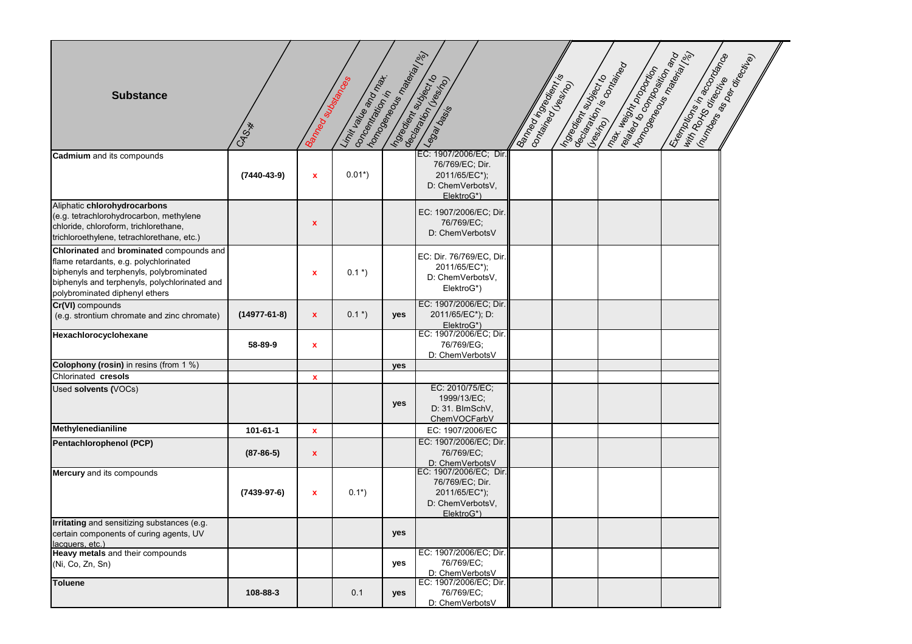| Substance | CAS-# | Banned substances | Limit value and max. concentration in homogeneous material [%] | Ingredient subject to declaration (yes/no) | Legal basis | Banned ingredient is contained (yes/no) | Ingredient subject to declaration is contained (yes/no) | max. weight proportion related to composition and homogeneous material [%] | Exemptions in accordance with RoHS directive (numbers as per directive) |
|---|---|---|---|---|---|---|---|---|---|
| **Cadmium** and its compounds | **(7440-43-9)** | x | 0.01*) | | EC: 1907/2006/EC; Dir. 76/769/EC; Dir. 2011/65/EC*); D: ChemVerbotsV, ElektroG*) | | | | |
| Aliphatic **chlorohydrocarbons** (e.g. tetrachlorohydrocarbon, methylene chloride, chloroform, trichlorethane, trichloroethylene, tetrachlorethane, etc.) | | x | | | EC: 1907/2006/EC; Dir. 76/769/EC; D: ChemVerbotsV | | | | |
| **Chlorinated** and **brominated** compounds and flame retardants, e.g. polychlorinated biphenyls and terphenyls, polybrominated biphenyls and terphenyls, polychlorinated and polybrominated diphenyl ethers | | x | 0.1 *) | | EC: Dir. 76/769/EC, Dir. 2011/65/EC*); D: ChemVerbotsV, ElektroG*) | | | | |
| **Cr(VI)** compounds (e.g. strontium chromate and zinc chromate) | **(14977-61-8)** | x | 0.1 *) | **yes** | EC: 1907/2006/EC; Dir. 2011/65/EC*); D: ElektroG*) | | | | |
| **Hexachlorocyclohexane** | **58-89-9** | x | | | EC: 1907/2006/EC; Dir. 76/769/EG; D: ChemVerbotsV | | | | |
| **Colophony (rosin)** in resins (from 1 %) | | | | **yes** | | | | | |
| Chlorinated **cresols** | | x | | | | | | | |
| Used **solvents (**VOCs) | | | | **yes** | EC: 2010/75/EC; 1999/13/EC; D: 31. BImSchV, ChemVOCFarbV | | | | |
| **Methylenedianiline** | **101-61-1** | x | | | EC: 1907/2006/EC | | | | |
| **Pentachlorophenol (PCP)** | **(87-86-5)** | x | | | EC: 1907/2006/EC; Dir. 76/769/EC; D: ChemVerbotsV | | | | |
| **Mercury** and its compounds | **(7439-97-6)** | x | 0.1*) | | EC: 1907/2006/EC; Dir. 76/769/EC; Dir. 2011/65/EC*); D: ChemVerbotsV, ElektroG*) | | | | |
| **Irritating** and sensitizing substances (e.g. certain components of curing agents, UV lacquers, etc.) | | | | **yes** | | | | | |
| **Heavy metals** and their compounds (Ni, Co, Zn, Sn) | | | | **yes** | EC: 1907/2006/EC; Dir. 76/769/EC; D: ChemVerbotsV | | | | |
| **Toluene** | **108-88-3** | | 0.1 | **yes** | EC: 1907/2006/EC; Dir. 76/769/EC; D: ChemVerbotsV | | | | |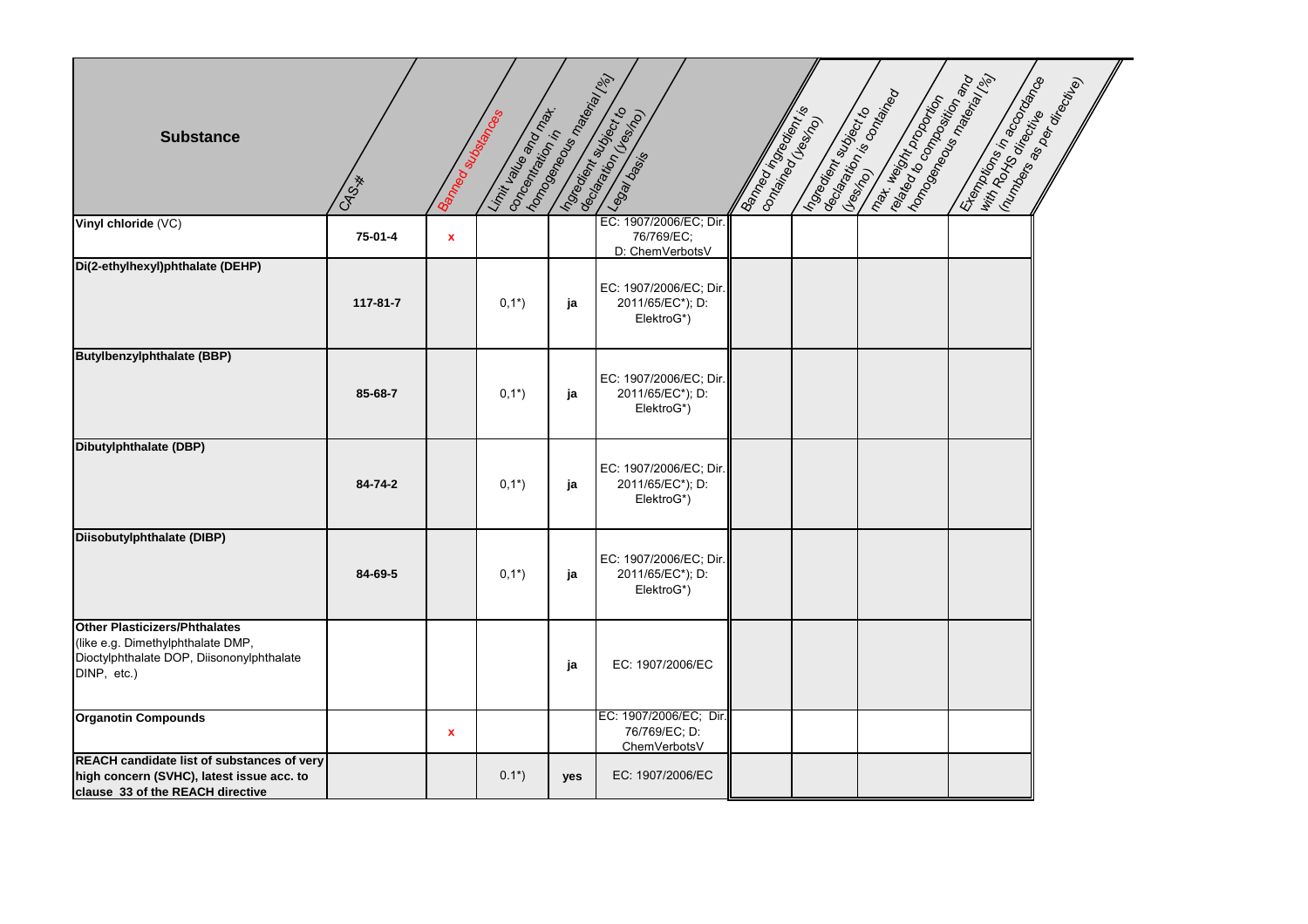| Substance | CAS-# | Banned substances | Limit value and max. concentration in homogeneous material [%] | Ingredient subject to declaration (yes/no) | Legal basis | Banned ingredient is contained (yes/no) | Ingredient subject to declaration is contained (yes/no) | max. weight proportion related to composition and homogeneous material [%] | Exemptions in accordance with RoHS directive (numbers as per directive) |
|---|---|---|---|---|---|---|---|---|---|
| **Vinyl chloride** (VC) | 75-01-4 | x | | | EC: 1907/2006/EC; Dir. 76/769/EC; D: ChemVerbotsV | | | | |
| **Di(2-ethylhexyl)phthalate (DEHP)** | 117-81-7 | | 0,1*) | ja | EC: 1907/2006/EC; Dir. 2011/65/EC*); D: ElektroG*) | | | | |
| **Butylbenzylphthalate (BBP)** | 85-68-7 | | 0,1*) | ja | EC: 1907/2006/EC; Dir. 2011/65/EC*); D: ElektroG*) | | | | |
| **Dibutylphthalate (DBP)** | 84-74-2 | | 0,1*) | ja | EC: 1907/2006/EC; Dir. 2011/65/EC*); D: ElektroG*) | | | | |
| **Diisobutylphthalate (DIBP)** | 84-69-5 | | 0,1*) | ja | EC: 1907/2006/EC; Dir. 2011/65/EC*); D: ElektroG*) | | | | |
| **Other Plasticizers/Phthalates** (like e.g. Dimethylphthalate DMP, Dioctylphthalate DOP, Diisononylphthalate DINP, etc.) | | | | ja | EC: 1907/2006/EC | | | | |
| **Organotin Compounds** | | x | | | EC: 1907/2006/EC; Dir. 76/769/EC; D: ChemVerbotsV | | | | |
| **REACH candidate list of substances of very high concern (SVHC), latest issue acc. to clause 33 of the REACH directive** | | | 0.1*) | yes | EC: 1907/2006/EC | | | | |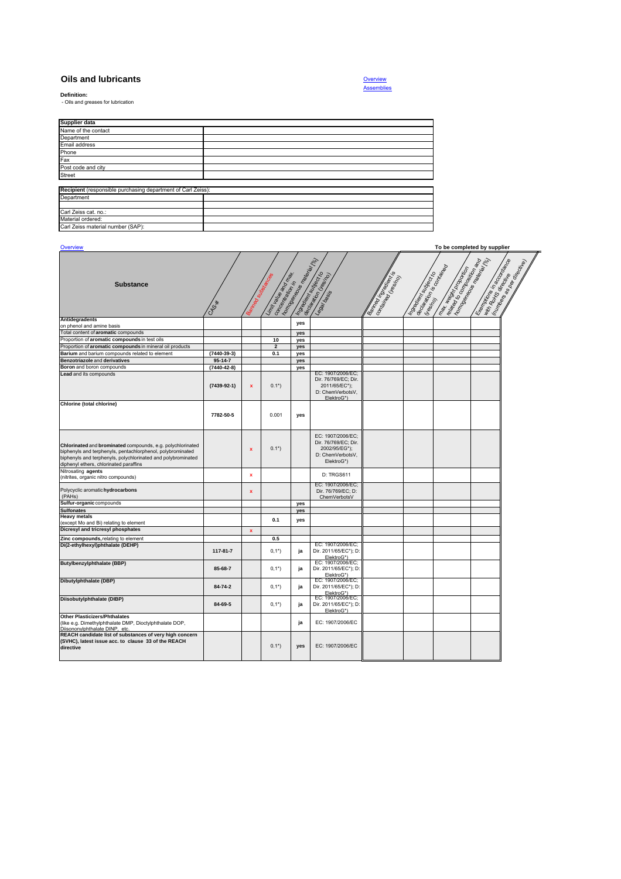# Oils and lubricants

Overview
Assemblies

**Definition:**
- Oils and greases for lubrication

| Supplier data | |
|---|---|
| Name of the contact | |
| Department | |
| Email address | |
| Phone | |
| Fax | |
| Post code and city | |
| Street | |

| Recipient (responsible purchasing department of Carl Zeiss): | |
|---|---|
| Department | |
| | |
| Carl Zeiss cat. no.: | |
| Material ordered: | |
| Carl Zeiss material number (SAP): | |

Overview

**To be completed by supplier**

| Substance | CAS # | Banned substances | Limit value and max. concentration in homogeneous material [%] | Ingredient subject to declaration (yes/no) | Legal basis | Banned ingredient is contained (yes/no) | Ingredient subject to declaration is contained (yes/no) | max. weight proportion related to composition and homogeneous material [%] | Exemptions in accordance with RoHS directive (numbers as per directive) |
|---|---|---|---|---|---|---|---|---|---|
| **Antidegradents** on phenol and amine basis | | | | yes | | | | | |
| Total content of **aromatic** compounds | | | | yes | | | | | |
| Proportion of **aromatic compounds** in test oils | | | 10 | yes | | | | | |
| Proportion of **aromatic compounds** in mineral oil products | | | 2 | yes | | | | | |
| **Barium** and barium compounds related to element | (7440-39-3) | | 0.1 | yes | | | | | |
| **Benzotriazole** and **derivatives** | 95-14-7 | | | yes | | | | | |
| **Boron** and boron compounds | (7440-42-8) | | | yes | | | | | |
| **Lead** and its compounds | (7439-92-1) | x | 0.1*) | | EC: 1907/2006/EC; Dir. 76/769/EC; Dir. 2011/65/EC*); D: ChemVerbotsV, ElektroG*) | | | | |
| **Chlorine (total chlorine)** | 7782-50-5 | | 0.001 | yes | | | | | |
| **Chlorinated** and **brominated** compounds, e.g. polychlorinated biphenyls and terphenyls, pentachlorphenol, polybrominated biphenyls and terphenyls, polychlorinated and polybrominated diphenyl ethers, chlorinated paraffins | | x | 0.1*) | | EC: 1907/2006/EC; Dir. 76/769/EC; Dir. 2002/95/EG*); D: ChemVerbotsV, ElektroG*) | | | | |
| Nitrosating **agents** (nitrites, organic nitro compounds) | | x | | | D: TRGS611 | | | | |
| Polycyclic aromatic **hydrocarbons** (PAHs) | | x | | | EC: 1907/2006/EC; Dir. 76/769/EC; D: ChemVerbotsV | | | | |
| **Sulfur-organic** compounds | | | | yes | | | | | |
| **Sulfonates** | | | | yes | | | | | |
| **Heavy metals** (except Mo and Bi) relating to element | | | 0.1 | yes | | | | | |
| **Dicresyl and tricresyl phosphates** | | x | | | | | | | |
| **Zinc compounds,** relating to element | | | 0.5 | | | | | | |
| **Di(2-ethylhexyl)phthalate (DEHP)** | 117-81-7 | | 0,1*) | ja | EC: 1907/2006/EC; Dir. 2011/65/EC*); D: ElektroG*) | | | | |
| **Butylbenzylphthalate (BBP)** | 85-68-7 | | 0,1*) | ja | EC: 1907/2006/EC; Dir. 2011/65/EC*); D: ElektroG*) | | | | |
| **Dibutylphthalate (DBP)** | 84-74-2 | | 0,1*) | ja | EC: 1907/2006/EC; Dir. 2011/65/EC*); D: ElektroG*) | | | | |
| **Diisobutylphthalate (DIBP)** | 84-69-5 | | 0,1*) | ja | EC: 1907/2006/EC; Dir. 2011/65/EC*); D: ElektroG*) | | | | |
| **Other Plasticizers/Phthalates** (like e.g. Dimethylphthalate DMP, Dioctylphthalate DOP, Diisononylphthalate DINP, etc. | | | | ja | EC: 1907/2006/EC | | | | |
| **REACH candidate list of substances of very high concern (SVHC), latest issue acc. to clause 33 of the REACH directive** | | | 0.1*) | yes | EC: 1907/2006/EC | | | | |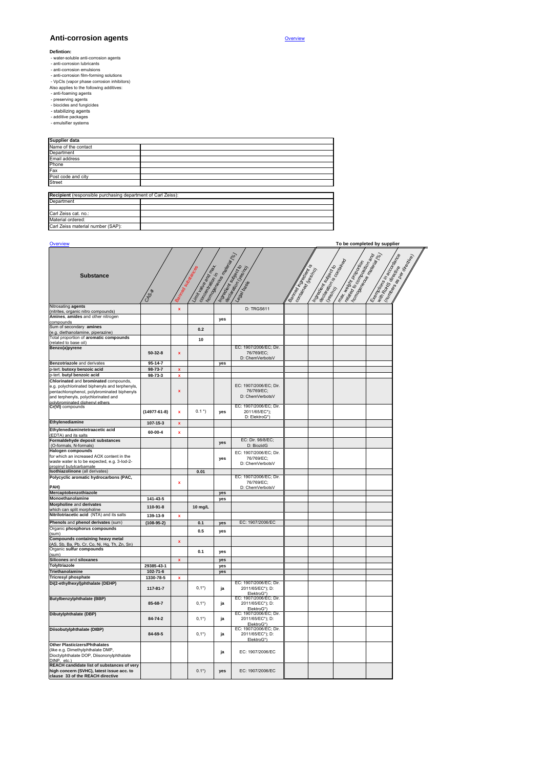# Anti-corrosion agents

Overview

**Defintion:**

- water-soluble anti-corrosion agents
- anti-corrosion lubricants
- anti-corrosion emulsions
- anti-corrosion film-forming solutions
- VpCIs (vapor phase corrosion inhibitors)

Also applies to the following additives:

- anti-foaming agents
- preserving agents
- biocides and fungicides
- stabilizing agents
- additive packages
- emulsifier systems

| **Supplier data** | |
|---|---|
| Name of the contact | |
| Department | |
| Email address | |
| Phone | |
| Fax | |
| Post code and city | |
| Street | |

| **Recipient** (responsible purchasing department of Carl Zeiss): | |
|---|---|
| Department | |
| | |
| Carl Zeiss cat. no.: | |
| Material ordered: | |
| Carl Zeiss material number (SAP): | |

Overview

**To be completed by supplier**

| **Substance** | CAS-# | Banned substances | Limit value and max. concentration in homogeneous material [%] | Ingredient subject to declaration (yes/no) | Legal basis | Banned ingredient is contained (yes/no) | Ingredient subject to declaration is contained (yes/no) | max. weight proportion related to composition and homogeneous material [%] | Exemptions in accordance with RoHS directive (numbers as per directive) |
|---|---|---|---|---|---|---|---|---|---|
| **Nitrosating agents** (nitrites, organic nitro compounds) | | x | | | D: TRGS611 | | | | |
| **Amines**, **amides** and other nitrogen compounds | | | | yes | | | | | |
| Sum of secondary **amines** (e.g. diethanolamine, piperazine) | | | 0.2 | | | | | | |
| Total proportion of **aromatic compounds** (related to base oil) | | | 10 | | | | | | |
| **Benzo(a)pyrene** | 50-32-8 | x | | | EC: 1907/2006/EC; Dir. 76/769/EC; D: ChemVerbotsV | | | | |
| **Benzotriazole** and derivates | 95-14-7 | | | yes | | | | | |
| p-tert. **butoxy benzoic acid** | 98-73-7 | x | | | | | | | |
| p-tert. **butyl benzoic acid** | 98-73-3 | x | | | | | | | |
| **Chlorinated** and **brominated** compounds, e.g. polychlorinated biphenyls and terphenyls, pentachlorophenol, polybrominated biphenyls and terphenyls, polychlorinated and polybrominated diphenyl ethers | | x | | | EC: 1907/2006/EC; Dir. 76/769/EC; D: ChemVerbotsV | | | | |
| **Cr(VI)** compounds | (14977-61-8) | x | 0.1 *) | yes | EC: 1907/2006/EC; Dir. 2011/65/EC*); D: ElektroG*) | | | | |
| **Ethylenediamine** | 107-15-3 | x | | | | | | | |
| **Ethylenediaminetetraacetic acid** (EDTA) and its salts | 60-00-4 | x | | | | | | | |
| **Formaldehyde deposit substances** (O-formals, N-formals) | | | | yes | EC: Dir. 98/8/EC; D: BiozidG | | | | |
| **Halogen compounds** for which an increased AOX content in the waste water is to be expected, e.g. 3-Iod-2-propinyl butylcarbamate | | | | yes | EC: 1907/2006/EC; Dir. 76/769/EC; D: ChemVerbotsV | | | | |
| **Isothiazolinone** (all derivates) | | | 0.01 | | | | | | |
| **Polycyclic aromatic hydrocarbons (PAC, PAH)** | | x | | | EC: 1907/2006/EC; Dir. 76/769/EC; D: ChemVerbotsV | | | | |
| **Mercaptobenzothiazole** | | | | yes | | | | | |
| **Monoethanolamine** | 141-43-5 | | | yes | | | | | |
| **Morpholine** and **derivates** which can split morpholine | 110-91-8 | | 10 mg/L | | | | | | |
| **Nitrilotriacetic acid** (NTA) and its salts | 139-13-9 | x | | | | | | | |
| **Phenols** and **phenol derivates** (sum) | (108-95-2) | | 0.1 | yes | EC: 1907/2006/EC | | | | |
| Organic **phosphorus compounds** (sum) | | | 0.5 | yes | | | | | |
| **Compounds containing heavy metal** (AS, Sb, Ba, Pb, Cr, Co, Ni, Hg, Th, Zn, Sn) | | x | | | | | | | |
| Organic **sulfur compounds** (sum) | | | 0.1 | yes | | | | | |
| **Silicones** and **siloxanes** | | x | | yes | | | | | |
| **Tolyltriazole** | 29385-43-1 | | | yes | | | | | |
| **Triethanolamine** | 102-71-6 | | | yes | | | | | |
| **Tricresyl phosphate** | 1330-78-5 | x | | | | | | | |
| **Di(2-ethylhexyl)phthalate (DEHP)** | 117-81-7 | | 0,1*) | ja | EC: 1907/2006/EC; Dir. 2011/65/EC*); D: ElektroG*) | | | | |
| **Butylbenzylphthalate (BBP)** | 85-68-7 | | 0,1*) | ja | EC: 1907/2006/EC; Dir. 2011/65/EC*); D: ElektroG*) | | | | |
| **Dibutylphthalate (DBP)** | 84-74-2 | | 0,1*) | ja | EC: 1907/2006/EC; Dir. 2011/65/EC*); D: ElektroG*) | | | | |
| **Diisobutylphthalate (DIBP)** | 84-69-5 | | 0,1*) | ja | EC: 1907/2006/EC; Dir. 2011/65/EC*); D: ElektroG*) | | | | |
| **Other Plasticizers/Phthalates** (like e.g. Dimethylphthalate DMP, Dioctylphthalate DOP, Diisononylphthalate DINP, etc.) | | | | ja | EC: 1907/2006/EC | | | | |
| **REACH candidate list of substances of very high concern (SVHC), latest issue acc. to clause 33 of the REACH directive** | | | 0.1*) | yes | EC: 1907/2006/EC | | | | |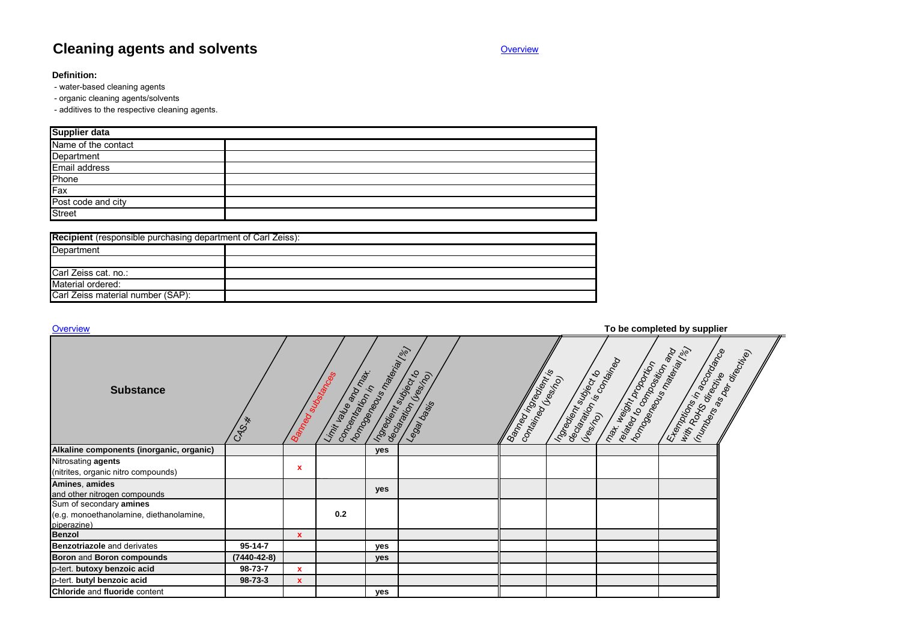# Cleaning agents and solvents

Overview

**Definition:**

- water-based cleaning agents
- organic cleaning agents/solvents
- additives to the respective cleaning agents.

| **Supplier data** | |
|---|---|
| Name of the contact | |
| Department | |
| Email address | |
| Phone | |
| Fax | |
| Post code and city | |
| Street | |

| **Recipient** (responsible purchasing department of Carl Zeiss): | |
|---|---|
| Department | |
| | |
| Carl Zeiss cat. no.: | |
| Material ordered: | |
| Carl Zeiss material number (SAP): | |

Overview

To be completed by supplier

| Substance | CAS-# | Banned substances | Limit value and max. concentration in homogeneous material [%] | Ingredient subject to declaration (yes/no) | Legal basis | Banned ingredient is contained (yes/no) | Ingredient subject to declaration is contained (yes/no) | max. weight proportion related to composition and homogeneous material [%] | Exemptions in accordance with RoHS directive (numbers as per directive) |
|---|---|---|---|---|---|---|---|---|---|
| **Alkaline components (inorganic, organic)** | | | | yes | | | | | |
| Nitrosating **agents** (nitrites, organic nitro compounds) | | x | | | | | | | |
| **Amines**, **amides** and other nitrogen compounds | | | | yes | | | | | |
| Sum of secondary **amines** (e.g. monoethanolamine, diethanolamine, piperazine) | | | 0.2 | | | | | | |
| **Benzol** | | x | | | | | | | |
| **Benzotriazole** and derivates | 95-14-7 | | | yes | | | | | |
| **Boron** and **Boron compounds** | (7440-42-8) | | | yes | | | | | |
| p-tert. **butoxy benzoic acid** | 98-73-7 | x | | | | | | | |
| p-tert. **butyl benzoic acid** | 98-73-3 | x | | | | | | | |
| **Chloride** and **fluoride** content | | | | yes | | | | | |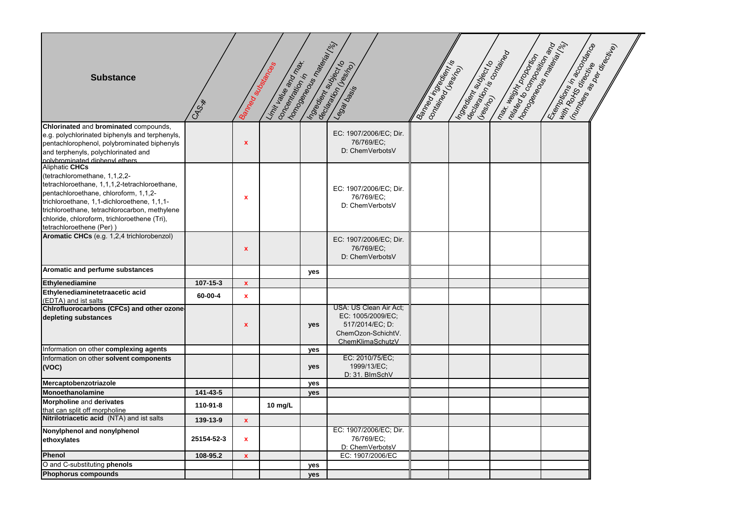| Substance | CAS-# | Banned substances | Limit value and max. concentration in homogeneous material [%] | Ingredient subject to declaration (yes/no) | Legal basis | Banned ingredient is contained (yes/no) | Ingredient subject to declaration is contained (yes/no) | max. weight proportion related to composition and homogeneous material [%] | Exemptions in accordance with RoHS directive (numbers as per directive) |
|---|---|---|---|---|---|---|---|---|---|
| **Chlorinated** and **brominated** compounds, e.g. polychlorinated biphenyls and terphenyls, pentachlorophenol, polybrominated biphenyls and terphenyls, polychlorinated and polybrominated diphenyl ethers | | x | | | EC: 1907/2006/EC; Dir. 76/769/EC; D: ChemVerbotsV | | | | |
| Aliphatic **CHCs** (tetrachloromethane, 1,1,2,2-tetrachloroethane, 1,1,1,2-tetrachloroethane, pentachloroethane, chloroform, 1,1,2-trichloroethane, 1,1-dichloroethene, 1,1,1-trichloroethane, tetrachlorocarbon, methylene chloride, chloroform, trichloroethene (Tri), tetrachloroethene (Per) ) | | x | | | EC: 1907/2006/EC; Dir. 76/769/EC; D: ChemVerbotsV | | | | |
| **Aromatic CHCs** (e.g. 1,2,4 trichlorobenzol) | | x | | | EC: 1907/2006/EC; Dir. 76/769/EC; D: ChemVerbotsV | | | | |
| **Aromatic and perfume substances** | | | | yes | | | | | |
| **Ethylenediamine** | 107-15-3 | x | | | | | | | |
| **Ethylenediaminetetraacetic acid** (EDTA) and ist salts | 60-00-4 | x | | | | | | | |
| **Chlrofluorocarbons (CFCs) and other ozone-depleting substances** | | x | | yes | USA: US Clean Air Act; EC: 1005/2009/EC; 517/2014/EC; D: ChemOzon-SchichtV. ChemKlimaSchutzV | | | | |
| Information on other **complexing agents** | | | | yes | | | | | |
| Information on other **solvent components (VOC)** | | | | yes | EC: 2010/75/EC; 1999/13/EC; D: 31. BImSchV | | | | |
| **Mercaptobenzotriazole** | | | | yes | | | | | |
| **Monoethanolamine** | 141-43-5 | | | yes | | | | | |
| **Morpholine** and **derivates** that can split off morpholine | 110-91-8 | | 10 mg/L | | | | | | |
| **Nitrilotriacetic acid** (NTA) and ist salts | 139-13-9 | x | | | | | | | |
| **Nonylphenol and nonylphenol ethoxylates** | 25154-52-3 | x | | | EC: 1907/2006/EC; Dir. 76/769/EC; D: ChemVerbotsV | | | | |
| **Phenol** | 108-95.2 | x | | | EC: 1907/2006/EC | | | | |
| O and C-substituting **phenols** | | | | yes | | | | | |
| **Phophorus compounds** | | | | yes | | | | | |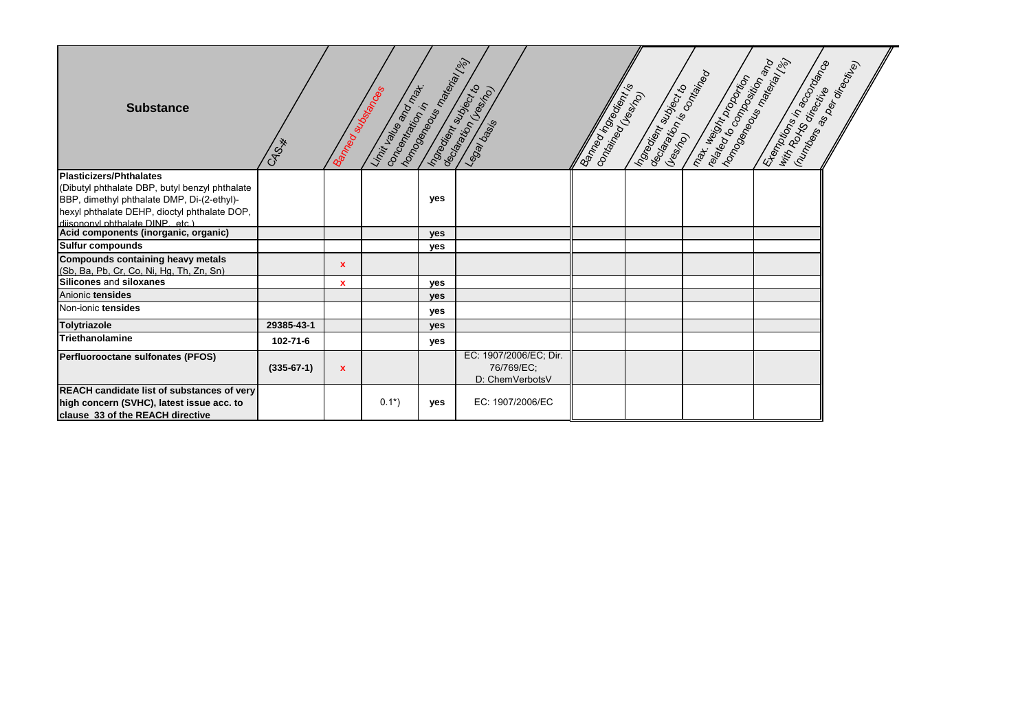| Substance | CAS-# | Banned substances | Limit value and max. concentration in homogeneous material [%] | Ingredient subject to declaration (yes/no) | Legal basis | Banned ingredient is contained (yes/no) | Ingredient subject to declaration is contained (yes/no) | max. weight proportion related to composition and homogeneous material [%] | Exemptions in accordance with RoHS directive (numbers as per directive) |
|---|---|---|---|---|---|---|---|---|---|
| **Plasticizers/Phthalates** (Dibutyl phthalate DBP, butyl benzyl phthalate BBP, dimethyl phthalate DMP, Di-(2-ethyl)-hexyl phthalate DEHP, dioctyl phthalate DOP, diisononyl phthalate DINP, etc.) | | | | yes | | | | | |
| **Acid components (inorganic, organic)** | | | | yes | | | | | |
| **Sulfur compounds** | | | | yes | | | | | |
| **Compounds containing heavy metals** (Sb, Ba, Pb, Cr, Co, Ni, Hg, Th, Zn, Sn) | | x | | | | | | | |
| **Silicones** and **siloxanes** | | x | | yes | | | | | |
| Anionic **tensides** | | | | yes | | | | | |
| Non-ionic **tensides** | | | | yes | | | | | |
| **Tolytriazole** | 29385-43-1 | | | yes | | | | | |
| **Triethanolamine** | 102-71-6 | | | yes | | | | | |
| **Perfluorooctane sulfonates (PFOS)** | (335-67-1) | x | | | EC: 1907/2006/EC; Dir. 76/769/EC; D: ChemVerbotsV | | | | |
| **REACH candidate list of substances of very high concern (SVHC), latest issue acc. to clause 33 of the REACH directive** | | | 0.1*) | yes | EC: 1907/2006/EC | | | | |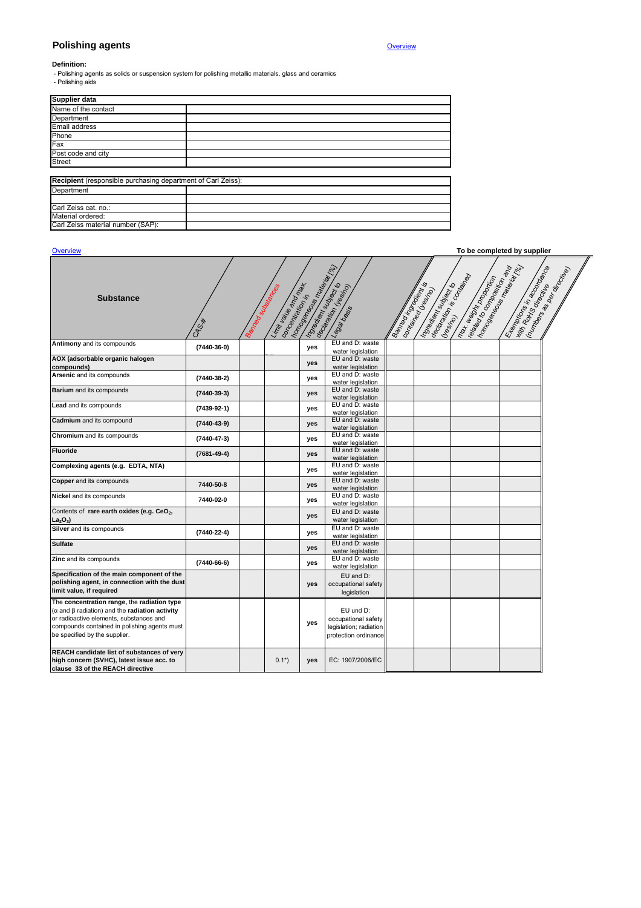# Polishing agents

Overview

**Definition:**

- Polishing agents as solids or suspension system for polishing metallic materials, glass and ceramics
- Polishing aids

| **Supplier data** | |
|---|---|
| Name of the contact | |
| Department | |
| Email address | |
| Phone | |
| Fax | |
| Post code and city | |
| Street | |

| **Recipient** (responsible purchasing department of Carl Zeiss): | |
|---|---|
| Department | |
| | |
| Carl Zeiss cat. no.: | |
| Material ordered: | |
| Carl Zeiss material number (SAP): | |

Overview

**To be completed by supplier**

| **Substance** | CAS-# | Banned substances | Limit value and max. concentration in homogeneous material [%] | Ingredient subject to declaration (yes/no) | Legal basis | Banned ingredient is contained (yes/no) | Ingredient subject to declaration is contained (yes/no) | max. weight proportion related to composition and homogeneous material [%] | Exemptions in accordance with RoHS directive (numbers as per directive) |
|---|---|---|---|---|---|---|---|---|---|
| **Antimony** and its compounds | (7440-36-0) | | | yes | EU and D: waste water legislation | | | | |
| **AOX (adsorbable organic halogen compounds)** | | | | yes | EU and D: waste water legislation | | | | |
| **Arsenic** and its compounds | (7440-38-2) | | | yes | EU and D: waste water legislation | | | | |
| **Barium** and its compounds | (7440-39-3) | | | yes | EU and D: waste water legislation | | | | |
| **Lead** and its compounds | (7439-92-1) | | | yes | EU and D: waste water legislation | | | | |
| **Cadmium** and its compound | (7440-43-9) | | | yes | EU and D: waste water legislation | | | | |
| **Chromium** and its compounds | (7440-47-3) | | | yes | EU and D: waste water legislation | | | | |
| **Fluoride** | (7681-49-4) | | | yes | EU and D: waste water legislation | | | | |
| **Complexing agents (e.g. EDTA, NTA)** | | | | yes | EU and D: waste water legislation | | | | |
| **Copper** and its compounds | 7440-50-8 | | | yes | EU and D: waste water legislation | | | | |
| **Nickel** and its compounds | 7440-02-0 | | | yes | EU and D: waste water legislation | | | | |
| Contents of **rare earth oxides (e.g. $CeO_2$, $La_2O_3$)** | | | | yes | EU and D: waste water legislation | | | | |
| **Silver** and its compounds | (7440-22-4) | | | yes | EU and D: waste water legislation | | | | |
| **Sulfate** | | | | yes | EU and D: waste water legislation | | | | |
| **Zinc** and its compounds | (7440-66-6) | | | yes | EU and D: waste water legislation | | | | |
| **Specification of the main component of the polishing agent, in connection with the dust limit value, if required** | | | | yes | EU and D: occupational safety legislation | | | | |
| The **concentration range,** the **radiation type** (α and β radiation) and the **radiation activity** or radioactive elements, substances and compounds contained in polishing agents must be specified by the supplier. | | | | yes | EU und D: occupational safety legislation; radiation protection ordinance | | | | |
| **REACH candidate list of substances of very high concern (SVHC), latest issue acc. to clause 33 of the REACH directive** | | | 0.1*) | yes | EC: 1907/2006/EC | | | | |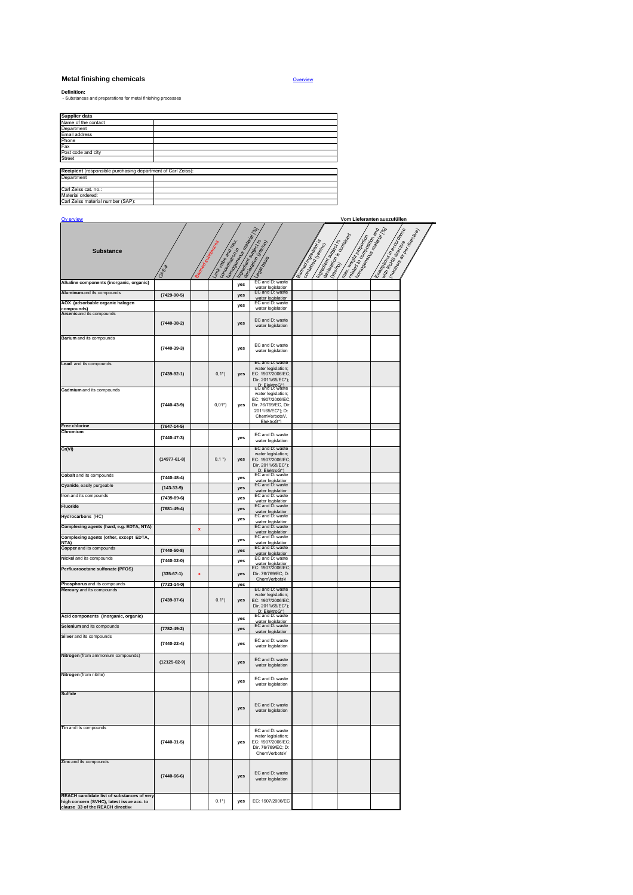# Metal finishing chemicals

Overview

**Definition:**
- Substances and preparations for metal finishing processes

| Supplier data | |
|---|---|
| Name of the contact | |
| Department | |
| Email address | |
| Phone | |
| Fax | |
| Post code and city | |
| Street | |

| Recipient (responsible purchasing department of Carl Zeiss): | |
|---|---|
| Department | |
| | |
| Carl Zeiss cat. no.: | |
| Material ordered: | |
| Carl Zeiss material number (SAP): | |

Overview

**Vom Lieferanten auszufüllen**

| Substance | CAS # | Banned substances | Limit value and max. concentration in homogeneous material [%] | Ingredient subject to declaration (yes/no) | Legal basis | Banned ingredient is contained (yes/no) | Ingredient subject to declaration is contained (yes/no) | max. weight proportion related to composition and homogeneous material [%] | Exemptions in accordance with RoHS directive (numbers as per directive) |
|---|---|---|---|---|---|---|---|---|---|
| **Alkaline components (inorganic, organic)** | | | | yes | EC and D: waste water legislation | | | | |
| **Aluminum** and its compounds | (7429-90-5) | | | yes | EC and D: waste water legislation | | | | |
| **AOX (adsorbable organic halogen compounds)** | | | | yes | EC und D: waste water legislation | | | | |
| **Arsenic** and its compounds | (7440-38-2) | | | yes | EC and D: waste water legislation | | | | |
| **Barium** and its compounds | (7440-39-3) | | | yes | EC and D: waste water legislation | | | | |
| **Lead** and its compounds | (7439-92-1) | | 0,1*) | yes | EC and D: waste water legislation; EC: 1907/2006/EC; Dir. 2011/65/EC*); D: ElektroG*) | | | | |
| **Cadmium** and its compounds | (7440-43-9) | | 0,01*) | yes | EC und D: waste water legislation; EC: 1907/2006/EC; Dir. 76/769/EC, Dir. 2011/65/EC*); D: ChemVerbotsV, ElektroG*) | | | | |
| **Free chlorine** | (7647-14-5) | | | | | | | | |
| **Chromium** | (7440-47-3) | | | yes | EC and D: waste water legislation | | | | |
| **Cr(VI)** | (14977-61-8) | | 0,1 *) | yes | EC and D: waste water legislation; EC: 1907/2006/EC; Dir. 2011/65/EC*); D: ElektroG*) | | | | |
| **Cobalt** and its compounds | (7440-48-4) | | | yes | EC and D: waste water legislation | | | | |
| **Cyanide**, easily purgeable | (143-33-9) | | | yes | EC and D: waste water legislation | | | | |
| **Iron** and its compounds | (7439-89-6) | | | yes | EC and D: waste water legislation | | | | |
| **Fluoride** | (7681-49-4) | | | yes | EC and D: waste water legislation | | | | |
| **Hydrocarbons** (HC) | | | | yes | EC and D: waste water legislation | | | | |
| **Complexing agents (hard, e.g. EDTA, NTA)** | | x | | | EC and D: waste water legislation | | | | |
| **Complexing agents (other, except EDTA, NTA)** | | | | yes | EC and D: waste water legislation | | | | |
| **Copper** and its compounds | (7440-50-8) | | | yes | EC and D: waste water legislation | | | | |
| **Nickel** and its compounds | (7440-02-0) | | | yes | EC and D: waste water legislation | | | | |
| **Perfluorooctane sulfonate (PFOS)** | (335-67-1) | x | | yes | EC: 1907/2006/EC; Dir. 76/769/EC; D: ChemVerbotsV | | | | |
| **Phosphorus** and its compounds | (7723-14-0) | | | yes | | | | | |
| **Mercury** and its compounds | (7439-97-6) | | 0.1*) | yes | EC and D: waste water legislation; EC: 1907/2006/EC; Dir. 2011/65/EC*); D: ElektroG*) | | | | |
| **Acid components (inorganic, organic)** | | | | yes | EC and D: waste water legislation | | | | |
| **Selenium** and its compounds | (7782-49-2) | | | yes | EC and D: waste water legislation | | | | |
| **Silver** and its compounds | (7440-22-4) | | | yes | EC and D: waste water legislation | | | | |
| **Nitrogen** (from ammonium compounds) | (12125-02-9) | | | yes | EC and D: waste water legislation | | | | |
| **Nitrogen** (from nitrite) | | | | yes | EC and D: waste water legislation | | | | |
| **Sulfide** | | | | yes | EC and D: waste water legislation | | | | |
| **Tin** and its compounds | (7440-31-5) | | | yes | EC and D: waste water legislation; EC: 1907/2006/EC; Dir. 76/769/EC; D: ChemVerbotsV | | | | |
| **Zinc** and its compounds | (7440-66-6) | | | yes | EC and D: waste water legislation | | | | |
| **REACH candidate list of substances of very high concern (SVHC), latest issue acc. to clause 33 of the REACH directive** | | | 0.1*) | yes | EC: 1907/2006/EC | | | | |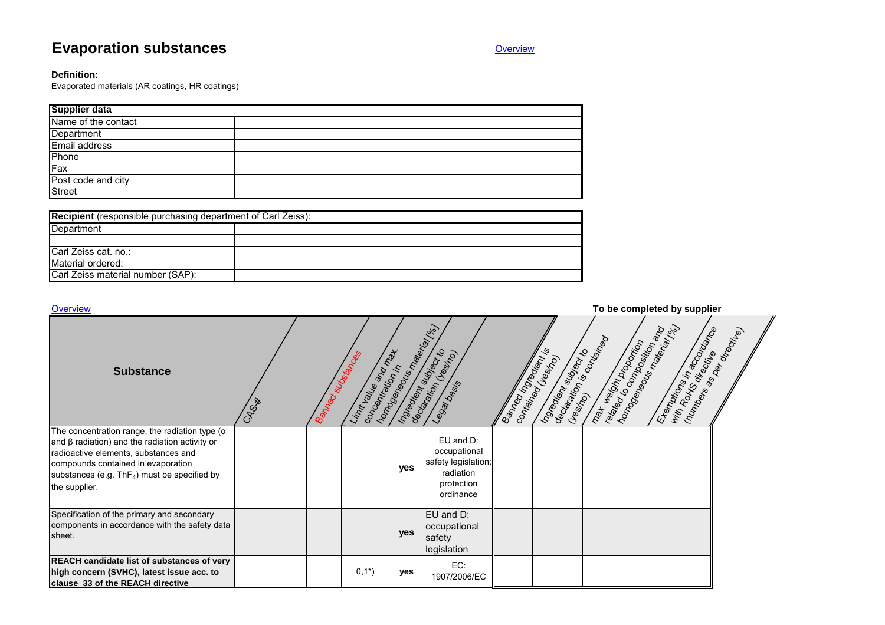# Evaporation substances

Overview

**Definition:**
Evaporated materials (AR coatings, HR coatings)

| **Supplier data** | |
|---|---|
| Name of the contact | |
| Department | |
| Email address | |
| Phone | |
| Fax | |
| Post code and city | |
| Street | |

| **Recipient** (responsible purchasing department of Carl Zeiss): | |
|---|---|
| Department | |
| | |
| Carl Zeiss cat. no.: | |
| Material ordered: | |
| Carl Zeiss material number (SAP): | |

Overview

**To be completed by supplier**

| **Substance** | CAS# | Banned substances | Limit value and max. concentration in homogeneous material [%] | Ingredient subject to declaration (yes/no) | Legal basis | Banned ingredient is contained (yes/no) | Ingredient subject to declaration is contained (yes/no) | max. weight proportion related to composition and homogeneous material [%] | Exemptions in accordance with RoHS directive (numbers as per directive) |
|---|---|---|---|---|---|---|---|---|---|
| The concentration range, the radiation type (α and β radiation) and the radiation activity or radioactive elements, substances and compounds contained in evaporation substances (e.g. $ThF_4$) must be specified by the supplier. | | | | **yes** | EU and D: occupational safety legislation; radiation protection ordinance | | | | |
| Specification of the primary and secondary components in accordance with the safety data sheet. | | | | **yes** | EU and D: occupational safety legislation | | | | |
| **REACH candidate list of substances of very high concern (SVHC), latest issue acc. to clause 33 of the REACH directive** | | | 0,1*) | **yes** | EC: 1907/2006/EC | | | | |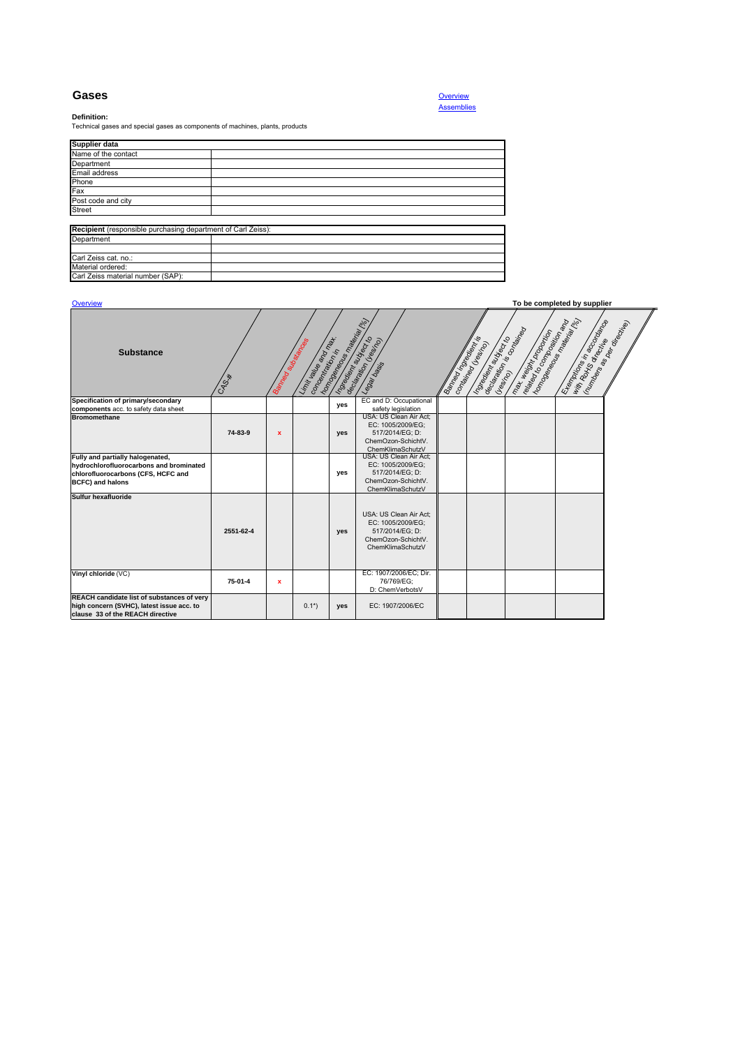# Gases

Overview
Assemblies

**Definition:**
Technical gases and special gases as components of machines, plants, products

| **Supplier data** | |
|---|---|
| Name of the contact | |
| Department | |
| Email address | |
| Phone | |
| Fax | |
| Post code and city | |
| Street | |

| **Recipient** (responsible purchasing department of Carl Zeiss): | |
|---|---|
| Department | |
| | |
| Carl Zeiss cat. no.: | |
| Material ordered: | |
| Carl Zeiss material number (SAP): | |

Overview

**To be completed by supplier**

| Substance | CAS-# | Banned substances | Limit value and max. concentration in homogeneous material [%] | Ingredient subject to declaration (yes/no) | Legal basis | Banned ingredient is contained (yes/no) | Ingredient subject to declaration is contained (yes/no) | max. weight proportion related to composition and homogeneous material [%] | Exemptions in accordance with RoHS directive (numbers as per directive) |
|---|---|---|---|---|---|---|---|---|---|
| **Specification of primary/secondary components** acc. to safety data sheet | | | | yes | EC and D: Occupational safety legislation | | | | |
| **Bromomethane** | 74-83-9 | x | | yes | USA: US Clean Air Act; EC: 1005/2009/EG; 517/2014/EG; D: ChemOzon-SchichtV. ChemKlimaSchutzV | | | | |
| **Fully and partially halogenated, hydrochlorofluorocarbons and brominated chlorofluorocarbons (CFS, HCFC and BCFC) and halons** | | | | yes | USA: US Clean Air Act; EC: 1005/2009/EG; 517/2014/EG; D: ChemOzon-SchichtV. ChemKlimaSchutzV | | | | |
| **Sulfur hexafluoride** | 2551-62-4 | | | yes | USA: US Clean Air Act; EC: 1005/2009/EG; 517/2014/EG; D: ChemOzon-SchichtV. ChemKlimaSchutzV | | | | |
| **Vinyl chloride** (VC) | 75-01-4 | x | | | EC: 1907/2006/EC; Dir. 76/769/EG; D: ChemVerbotsV | | | | |
| **REACH candidate list of substances of very high concern (SVHC), latest issue acc. to clause 33 of the REACH directive** | | | 0.1*) | yes | EC: 1907/2006/EC | | | | |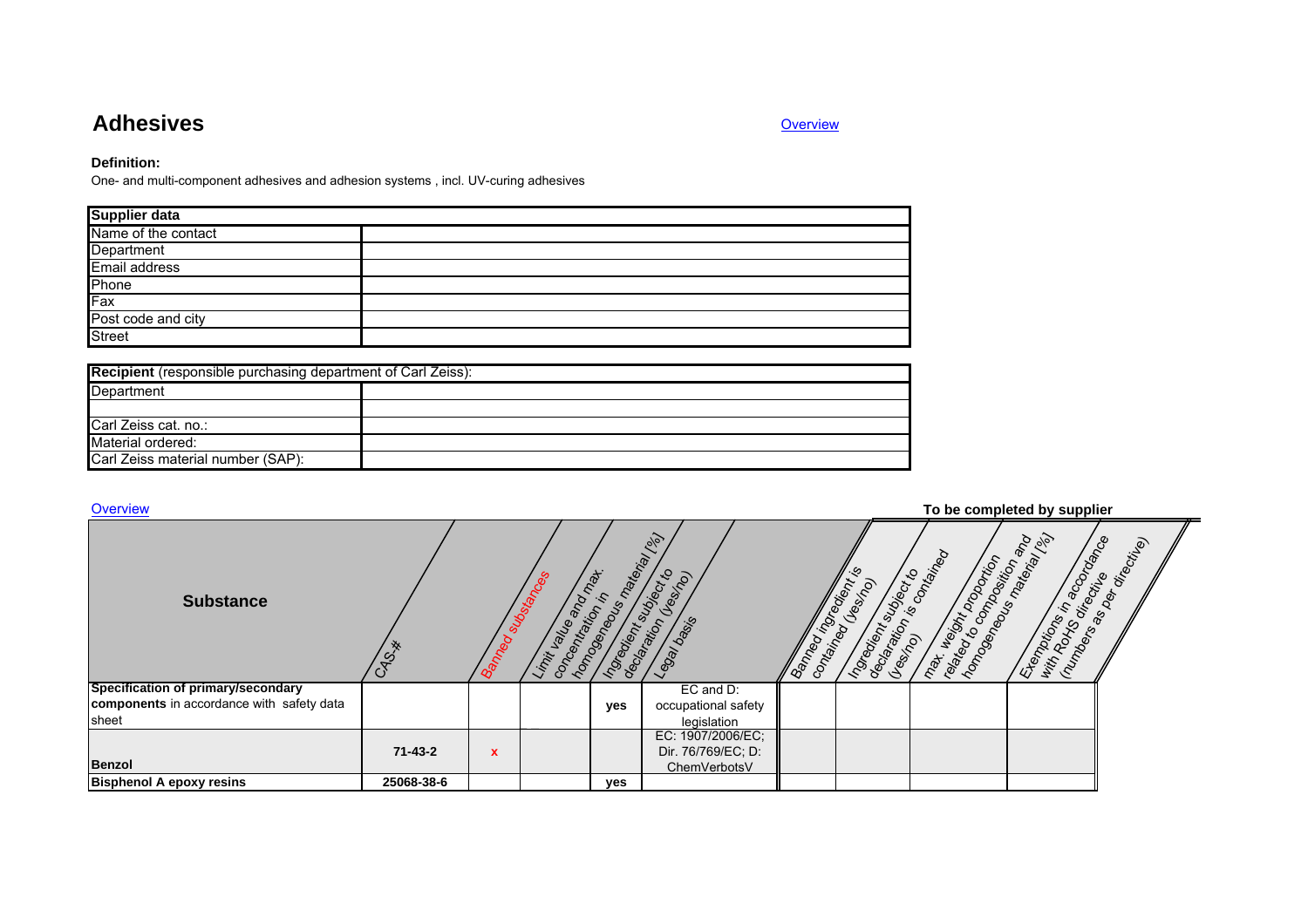# Adhesives

Overview

**Definition:**

One- and multi-component adhesives and adhesion systems , incl. UV-curing adhesives

| **Supplier data** | |
|---|---|
| Name of the contact | |
| Department | |
| Email address | |
| Phone | |
| Fax | |
| Post code and city | |
| Street | |

| **Recipient** (responsible purchasing department of Carl Zeiss): | |
|---|---|
| Department | |
| | |
| Carl Zeiss cat. no.: | |
| Material ordered: | |
| Carl Zeiss material number (SAP): | |

Overview

**To be completed by supplier**

| **Substance** | CAS-# | Banned substances | Limit value and max. concentration in homogeneous material [%] | Ingredient subject to declaration (yes/no) | Legal basis | Banned ingredient is contained (yes/no) | Ingredient subject to declaration is contained (yes/no) | max. weight proportion related to composition and homogeneous material [%] | Exemptions in accordance with RoHS directive (numbers as per directive) |
|---|---|---|---|---|---|---|---|---|---|
| **Specification of primary/secondary components** in accordance with safety data sheet | | | | **yes** | EC and D: occupational safety legislation | | | | |
| **Benzol** | **71-43-2** | **x** | | | EC: 1907/2006/EC; Dir. 76/769/EC; D: ChemVerbotsV | | | | |
| **Bisphenol A epoxy resins** | **25068-38-6** | | | **yes** | | | | | |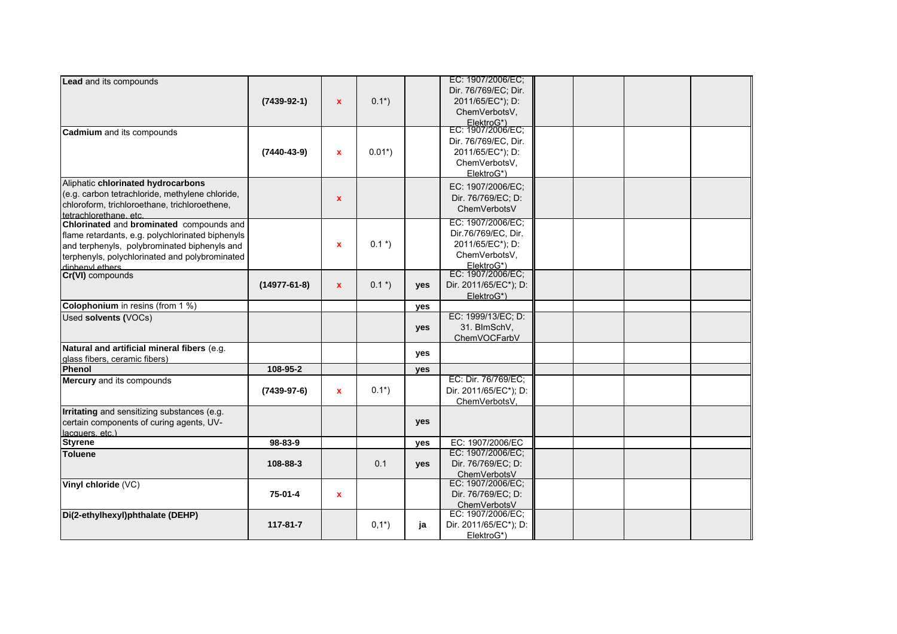| | | | | | | | | | |
|---|---|---|---|---|---|---|---|---|---|
| **Lead** and its compounds | **(7439-92-1)** | x | 0.1*) | | EC: 1907/2006/EC; Dir. 76/769/EC; Dir. 2011/65/EC*); D: ChemVerbotsV, ElektroG*) | | | | |
| **Cadmium** and its compounds | **(7440-43-9)** | x | 0.01*) | | EC: 1907/2006/EC; Dir. 76/769/EC, Dir. 2011/65/EC*); D: ChemVerbotsV, ElektroG*) | | | | |
| Aliphatic **chlorinated hydrocarbons** (e.g. carbon tetrachloride, methylene chloride, chloroform, trichloroethane, trichloroethene, tetrachlorethane, etc. | | x | | | EC: 1907/2006/EC; Dir. 76/769/EC; D: ChemVerbotsV | | | | |
| **Chlorinated** and **brominated** compounds and flame retardants, e.g. polychlorinated biphenyls and terphenyls, polybrominated biphenyls and terphenyls, polychlorinated and polybrominated diphenyl ethers | | x | 0.1 *) | | EC: 1907/2006/EC; Dir.76/769/EC, Dir. 2011/65/EC*); D: ChemVerbotsV, ElektroG*) | | | | |
| **Cr(VI)** compounds | **(14977-61-8)** | x | 0.1 *) | **yes** | EC: 1907/2006/EC; Dir. 2011/65/EC*); D: ElektroG*) | | | | |
| **Colophonium** in resins (from 1 %) | | | | **yes** | | | | | |
| Used **solvents (**VOCs) | | | | **yes** | EC: 1999/13/EC; D: 31. BImSchV, ChemVOCFarbV | | | | |
| **Natural and artificial mineral fibers** (e.g. glass fibers, ceramic fibers) | | | | **yes** | | | | | |
| **Phenol** | **108-95-2** | | | **yes** | | | | | |
| **Mercury** and its compounds | **(7439-97-6)** | x | 0.1*) | | EC: Dir. 76/769/EC; Dir. 2011/65/EC*); D: ChemVerbotsV, | | | | |
| **Irritating** and sensitizing substances (e.g. certain components of curing agents, UV-lacquers, etc.) | | | | **yes** | | | | | |
| **Styrene** | **98-83-9** | | | **yes** | EC: 1907/2006/EC | | | | |
| **Toluene** | **108-88-3** | | 0.1 | **yes** | EC: 1907/2006/EC; Dir. 76/769/EC; D: ChemVerbotsV | | | | |
| **Vinyl chloride** (VC) | **75-01-4** | x | | | EC: 1907/2006/EC; Dir. 76/769/EC; D: ChemVerbotsV | | | | |
| **Di(2-ethylhexyl)phthalate (DEHP)** | **117-81-7** | | 0,1*) | **ja** | EC: 1907/2006/EC; Dir. 2011/65/EC*); D: ElektroG*) | | | | |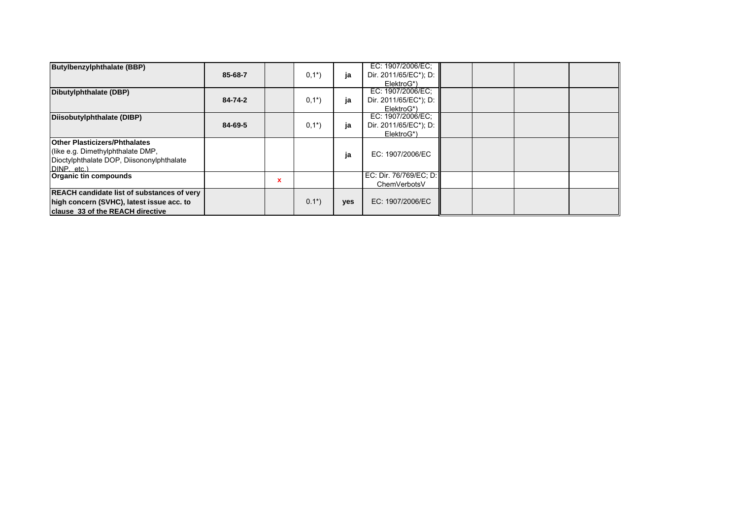| | | | | | | | | | |
|---|---|---|---|---|---|---|---|---|---|
| **Butylbenzylphthalate (BBP)** | **85-68-7** | | 0,1*) | **ja** | EC: 1907/2006/EC; Dir. 2011/65/EC*); D: ElektroG*) | | | | |
| **Dibutylphthalate (DBP)** | **84-74-2** | | 0,1*) | **ja** | EC: 1907/2006/EC; Dir. 2011/65/EC*); D: ElektroG*) | | | | |
| **Diisobutylphthalate (DIBP)** | **84-69-5** | | 0,1*) | **ja** | EC: 1907/2006/EC; Dir. 2011/65/EC*); D: ElektroG*) | | | | |
| **Other Plasticizers/Phthalates** (like e.g. Dimethylphthalate DMP, Dioctylphthalate DOP, Diisononylphthalate DINP, etc.) | | | | **ja** | EC: 1907/2006/EC | | | | |
| **Organic tin compounds** | | **x** | | | EC: Dir. 76/769/EC; D: ChemVerbotsV | | | | |
| **REACH candidate list of substances of very high concern (SVHC), latest issue acc. to clause 33 of the REACH directive** | | | 0.1*) | **yes** | EC: 1907/2006/EC | | | | |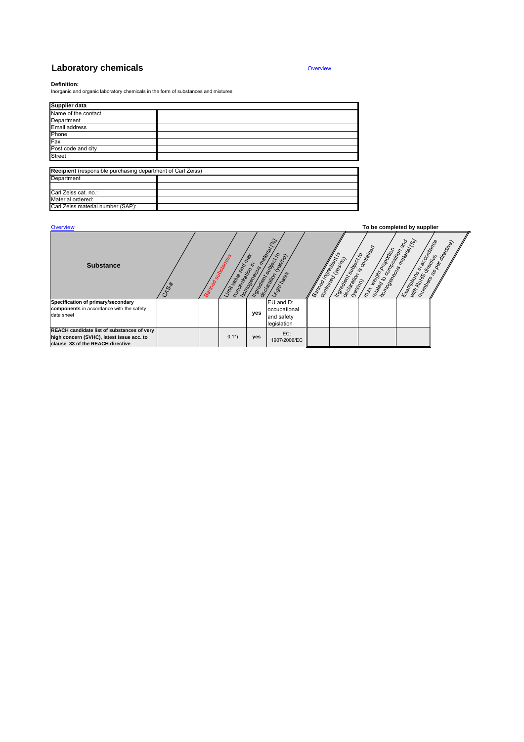## Laboratory chemicals

Overview

**Definition:**

Inorganic and organic laboratory chemicals in the form of substances and mixtures

| **Supplier data** | |
|---|---|
| Name of the contact | |
| Department | |
| Email address | |
| Phone | |
| Fax | |
| Post code and city | |
| Street | |

| **Recipient** (responsible purchasing department of Carl Zeiss) | |
|---|---|
| Department | |
| | |
| Carl Zeiss cat. no.: | |
| Material ordered: | |
| Carl Zeiss material number (SAP): | |

Overview

**To be completed by supplier**

| **Substance** | CAS-# | Banned substances | Limit value and max. concentration in homogeneous material [%] | Ingredient subject to declaration (yes/no) | Legal basis | Banned ingredient is contained (yes/no) | Ingredient subject to declaration is contained (yes/no) | max. weight proportion related to composition and homogeneous material [%] | Exemptions in accordance with RoHS directive (numbers as per directive) |
|---|---|---|---|---|---|---|---|---|---|
| **Specification of primary/secondary components** in accordance with the safety data sheet | | | | **yes** | EU and D: occupational and safety legislation | | | | |
| **REACH candidate list of substances of very high concern (SVHC), latest issue acc. to clause 33 of the REACH directive** | | | 0.1*) | **yes** | EC: 1907/2006/EC | | | | |